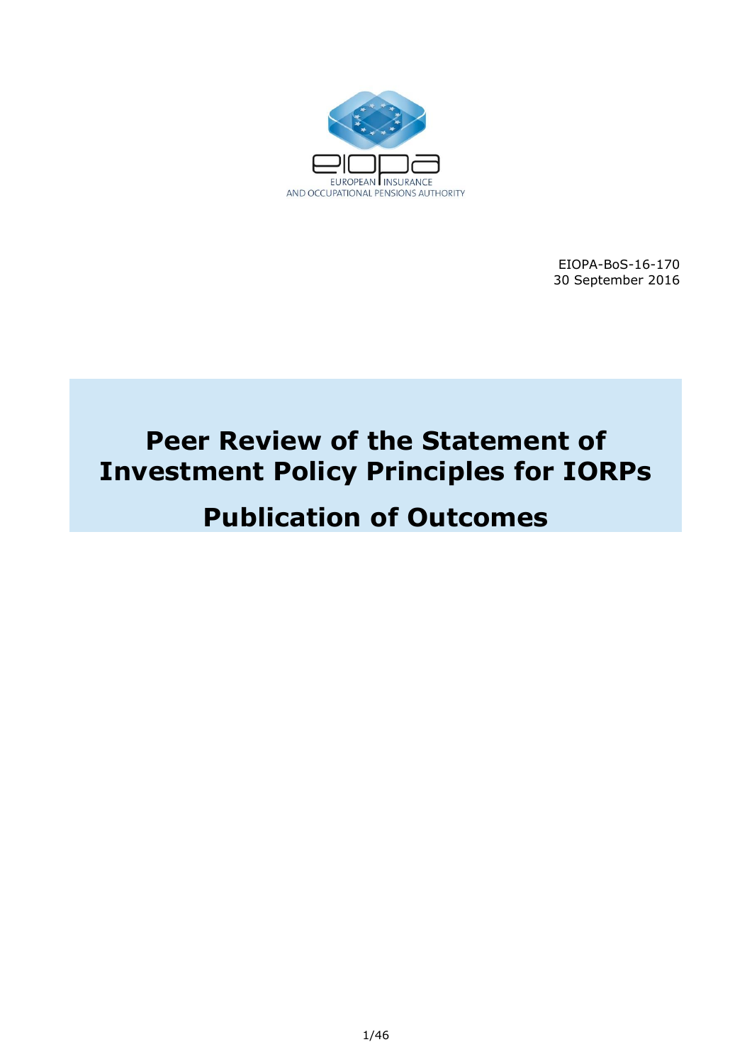EUROPEAN INSURANCE AND OCCUPATIONAL PENSIONS AUTHORITY

EIOPA-BoS-16-170
30 September 2016

# Peer Review of the Statement of Investment Policy Principles for IORPs

# Publication of Outcomes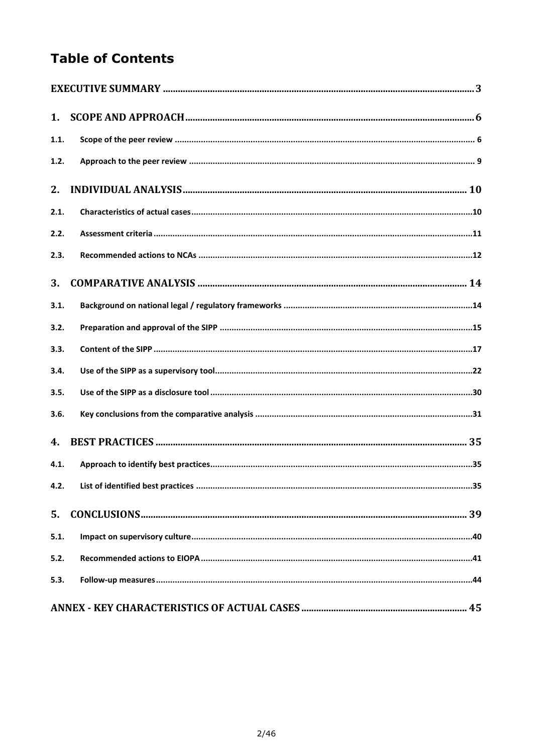# Table of Contents

EXECUTIVE SUMMARY ... 3

1. SCOPE AND APPROACH ... 6
   - 1.1. Scope of the peer review ... 6
   - 1.2. Approach to the peer review ... 9

2. INDIVIDUAL ANALYSIS ... 10
   - 2.1. Characteristics of actual cases ... 10
   - 2.2. Assessment criteria ... 11
   - 2.3. Recommended actions to NCAs ... 12

3. COMPARATIVE ANALYSIS ... 14
   - 3.1. Background on national legal / regulatory frameworks ... 14
   - 3.2. Preparation and approval of the SIPP ... 15
   - 3.3. Content of the SIPP ... 17
   - 3.4. Use of the SIPP as a supervisory tool ... 22
   - 3.5. Use of the SIPP as a disclosure tool ... 30
   - 3.6. Key conclusions from the comparative analysis ... 31

4. BEST PRACTICES ... 35
   - 4.1. Approach to identify best practices ... 35
   - 4.2. List of identified best practices ... 35

5. CONCLUSIONS ... 39
   - 5.1. Impact on supervisory culture ... 40
   - 5.2. Recommended actions to EIOPA ... 41
   - 5.3. Follow-up measures ... 44

ANNEX - KEY CHARACTERISTICS OF ACTUAL CASES ... 45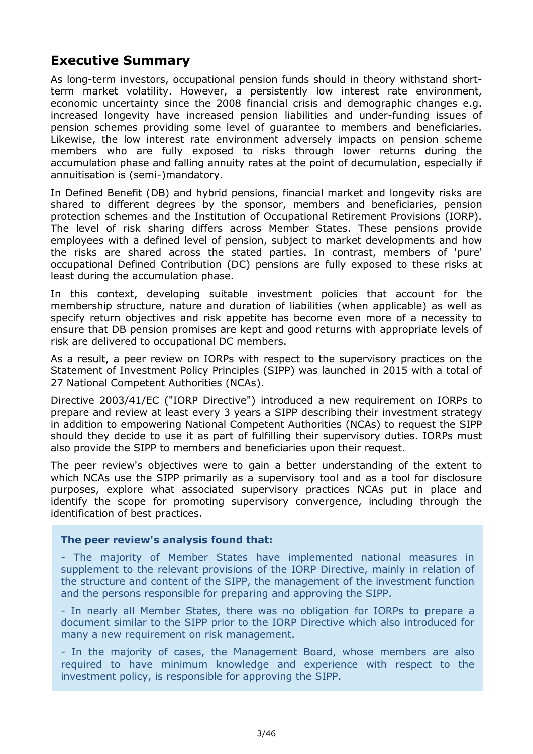## Executive Summary

As long-term investors, occupational pension funds should in theory withstand short-term market volatility. However, a persistently low interest rate environment, economic uncertainty since the 2008 financial crisis and demographic changes e.g. increased longevity have increased pension liabilities and under-funding issues of pension schemes providing some level of guarantee to members and beneficiaries. Likewise, the low interest rate environment adversely impacts on pension scheme members who are fully exposed to risks through lower returns during the accumulation phase and falling annuity rates at the point of decumulation, especially if annuitisation is (semi-)mandatory.

In Defined Benefit (DB) and hybrid pensions, financial market and longevity risks are shared to different degrees by the sponsor, members and beneficiaries, pension protection schemes and the Institution of Occupational Retirement Provisions (IORP). The level of risk sharing differs across Member States. These pensions provide employees with a defined level of pension, subject to market developments and how the risks are shared across the stated parties. In contrast, members of 'pure' occupational Defined Contribution (DC) pensions are fully exposed to these risks at least during the accumulation phase.

In this context, developing suitable investment policies that account for the membership structure, nature and duration of liabilities (when applicable) as well as specify return objectives and risk appetite has become even more of a necessity to ensure that DB pension promises are kept and good returns with appropriate levels of risk are delivered to occupational DC members.

As a result, a peer review on IORPs with respect to the supervisory practices on the Statement of Investment Policy Principles (SIPP) was launched in 2015 with a total of 27 National Competent Authorities (NCAs).

Directive 2003/41/EC ("IORP Directive") introduced a new requirement on IORPs to prepare and review at least every 3 years a SIPP describing their investment strategy in addition to empowering National Competent Authorities (NCAs) to request the SIPP should they decide to use it as part of fulfilling their supervisory duties. IORPs must also provide the SIPP to members and beneficiaries upon their request.

The peer review's objectives were to gain a better understanding of the extent to which NCAs use the SIPP primarily as a supervisory tool and as a tool for disclosure purposes, explore what associated supervisory practices NCAs put in place and identify the scope for promoting supervisory convergence, including through the identification of best practices.

**The peer review's analysis found that:**

- The majority of Member States have implemented national measures in supplement to the relevant provisions of the IORP Directive, mainly in relation of the structure and content of the SIPP, the management of the investment function and the persons responsible for preparing and approving the SIPP.

- In nearly all Member States, there was no obligation for IORPs to prepare a document similar to the SIPP prior to the IORP Directive which also introduced for many a new requirement on risk management.

- In the majority of cases, the Management Board, whose members are also required to have minimum knowledge and experience with respect to the investment policy, is responsible for approving the SIPP.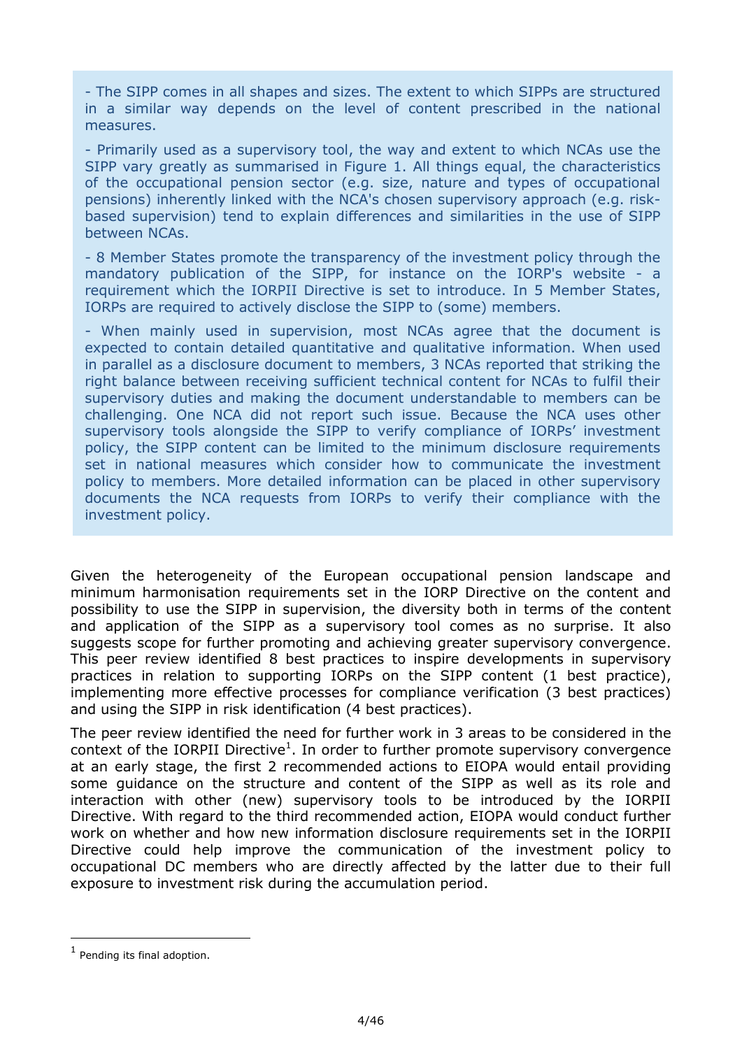- The SIPP comes in all shapes and sizes. The extent to which SIPPs are structured in a similar way depends on the level of content prescribed in the national measures.

- Primarily used as a supervisory tool, the way and extent to which NCAs use the SIPP vary greatly as summarised in Figure 1. All things equal, the characteristics of the occupational pension sector (e.g. size, nature and types of occupational pensions) inherently linked with the NCA's chosen supervisory approach (e.g. risk-based supervision) tend to explain differences and similarities in the use of SIPP between NCAs.

- 8 Member States promote the transparency of the investment policy through the mandatory publication of the SIPP, for instance on the IORP's website - a requirement which the IORPII Directive is set to introduce. In 5 Member States, IORPs are required to actively disclose the SIPP to (some) members.

- When mainly used in supervision, most NCAs agree that the document is expected to contain detailed quantitative and qualitative information. When used in parallel as a disclosure document to members, 3 NCAs reported that striking the right balance between receiving sufficient technical content for NCAs to fulfil their supervisory duties and making the document understandable to members can be challenging. One NCA did not report such issue. Because the NCA uses other supervisory tools alongside the SIPP to verify compliance of IORPs' investment policy, the SIPP content can be limited to the minimum disclosure requirements set in national measures which consider how to communicate the investment policy to members. More detailed information can be placed in other supervisory documents the NCA requests from IORPs to verify their compliance with the investment policy.

Given the heterogeneity of the European occupational pension landscape and minimum harmonisation requirements set in the IORP Directive on the content and possibility to use the SIPP in supervision, the diversity both in terms of the content and application of the SIPP as a supervisory tool comes as no surprise. It also suggests scope for further promoting and achieving greater supervisory convergence. This peer review identified 8 best practices to inspire developments in supervisory practices in relation to supporting IORPs on the SIPP content (1 best practice), implementing more effective processes for compliance verification (3 best practices) and using the SIPP in risk identification (4 best practices).

The peer review identified the need for further work in 3 areas to be considered in the context of the IORPII Directive[1]. In order to further promote supervisory convergence at an early stage, the first 2 recommended actions to EIOPA would entail providing some guidance on the structure and content of the SIPP as well as its role and interaction with other (new) supervisory tools to be introduced by the IORPII Directive. With regard to the third recommended action, EIOPA would conduct further work on whether and how new information disclosure requirements set in the IORPII Directive could help improve the communication of the investment policy to occupational DC members who are directly affected by the latter due to their full exposure to investment risk during the accumulation period.

[1] Pending its final adoption.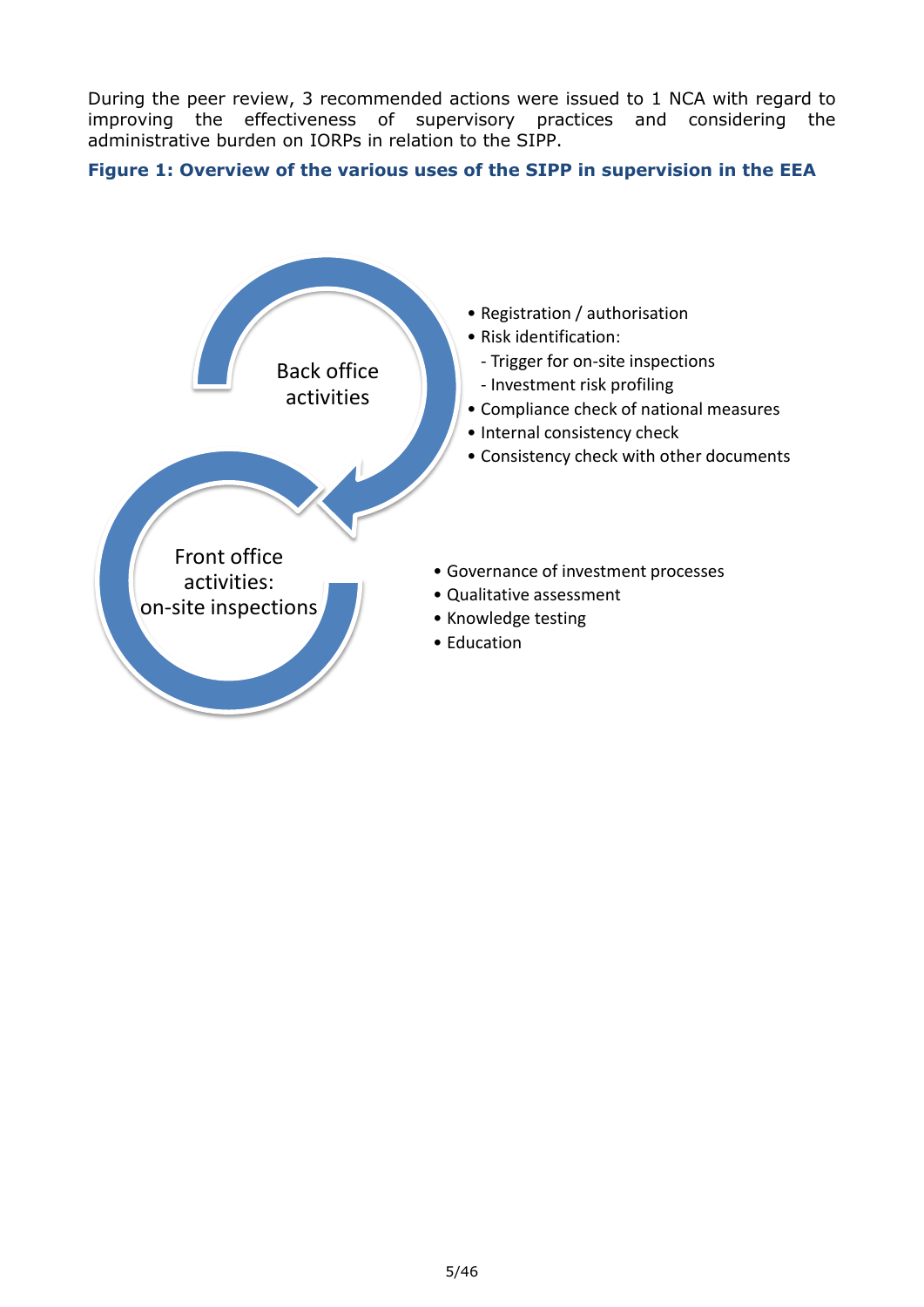During the peer review, 3 recommended actions were issued to 1 NCA with regard to improving the effectiveness of supervisory practices and considering the administrative burden on IORPs in relation to the SIPP.

**Figure 1: Overview of the various uses of the SIPP in supervision in the EEA**

Back office activities

- Registration / authorisation
- Risk identification:
  - Trigger for on-site inspections
  - Investment risk profiling
- Compliance check of national measures
- Internal consistency check
- Consistency check with other documents

Front office activities: on-site inspections

- Governance of investment processes
- Qualitative assessment
- Knowledge testing
- Education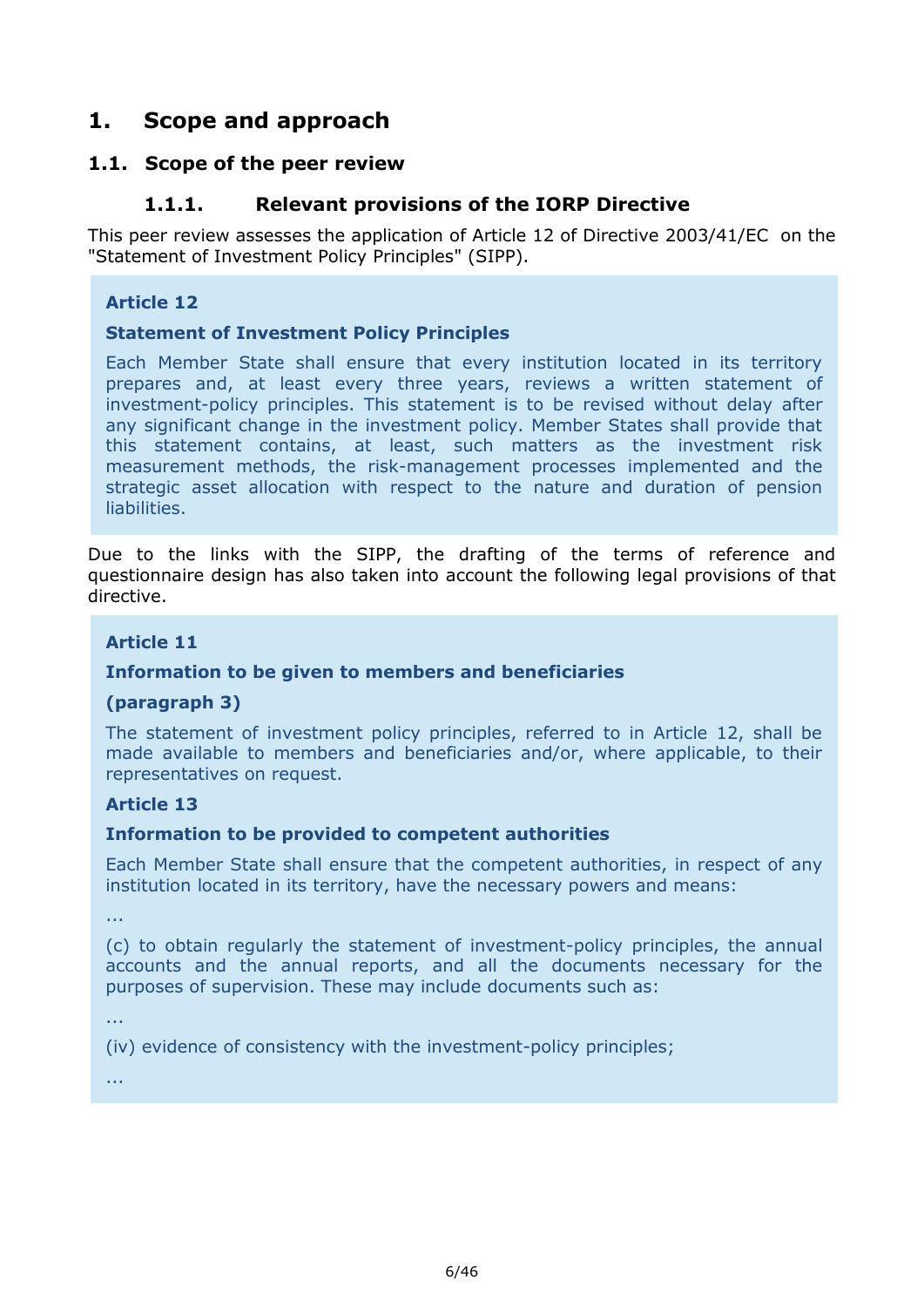# 1. Scope and approach

## 1.1. Scope of the peer review

### 1.1.1. Relevant provisions of the IORP Directive

This peer review assesses the application of Article 12 of Directive 2003/41/EC on the "Statement of Investment Policy Principles" (SIPP).

> **Article 12**
>
> **Statement of Investment Policy Principles**
>
> Each Member State shall ensure that every institution located in its territory prepares and, at least every three years, reviews a written statement of investment-policy principles. This statement is to be revised without delay after any significant change in the investment policy. Member States shall provide that this statement contains, at least, such matters as the investment risk measurement methods, the risk-management processes implemented and the strategic asset allocation with respect to the nature and duration of pension liabilities.

Due to the links with the SIPP, the drafting of the terms of reference and questionnaire design has also taken into account the following legal provisions of that directive.

> **Article 11**
>
> **Information to be given to members and beneficiaries**
>
> **(paragraph 3)**
>
> The statement of investment policy principles, referred to in Article 12, shall be made available to members and beneficiaries and/or, where applicable, to their representatives on request.
>
> **Article 13**
>
> **Information to be provided to competent authorities**
>
> Each Member State shall ensure that the competent authorities, in respect of any institution located in its territory, have the necessary powers and means:
>
> …
>
> (c) to obtain regularly the statement of investment-policy principles, the annual accounts and the annual reports, and all the documents necessary for the purposes of supervision. These may include documents such as:
>
> …
>
> (iv) evidence of consistency with the investment-policy principles;
>
> …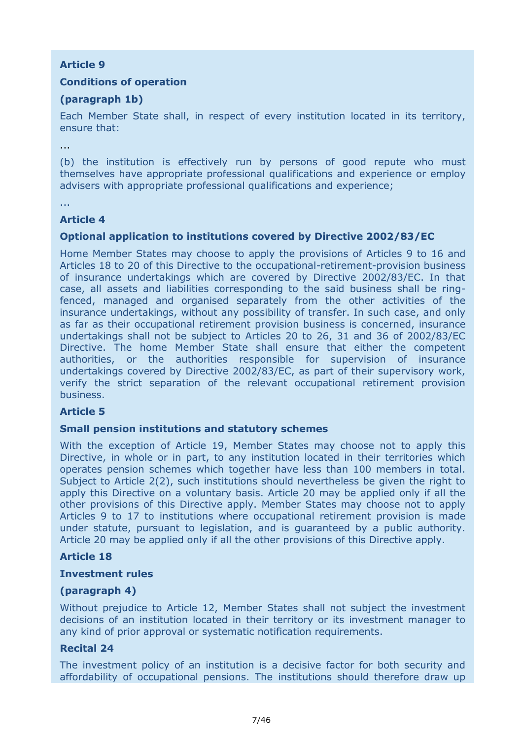**Article 9**

**Conditions of operation**

**(paragraph 1b)**

Each Member State shall, in respect of every institution located in its territory, ensure that:

...

(b) the institution is effectively run by persons of good repute who must themselves have appropriate professional qualifications and experience or employ advisers with appropriate professional qualifications and experience;

...

**Article 4**

**Optional application to institutions covered by Directive 2002/83/EC**

Home Member States may choose to apply the provisions of Articles 9 to 16 and Articles 18 to 20 of this Directive to the occupational-retirement-provision business of insurance undertakings which are covered by Directive 2002/83/EC. In that case, all assets and liabilities corresponding to the said business shall be ring-fenced, managed and organised separately from the other activities of the insurance undertakings, without any possibility of transfer. In such case, and only as far as their occupational retirement provision business is concerned, insurance undertakings shall not be subject to Articles 20 to 26, 31 and 36 of 2002/83/EC Directive. The home Member State shall ensure that either the competent authorities, or the authorities responsible for supervision of insurance undertakings covered by Directive 2002/83/EC, as part of their supervisory work, verify the strict separation of the relevant occupational retirement provision business.

**Article 5**

**Small pension institutions and statutory schemes**

With the exception of Article 19, Member States may choose not to apply this Directive, in whole or in part, to any institution located in their territories which operates pension schemes which together have less than 100 members in total. Subject to Article 2(2), such institutions should nevertheless be given the right to apply this Directive on a voluntary basis. Article 20 may be applied only if all the other provisions of this Directive apply. Member States may choose not to apply Articles 9 to 17 to institutions where occupational retirement provision is made under statute, pursuant to legislation, and is guaranteed by a public authority. Article 20 may be applied only if all the other provisions of this Directive apply.

**Article 18**

**Investment rules**

**(paragraph 4)**

Without prejudice to Article 12, Member States shall not subject the investment decisions of an institution located in their territory or its investment manager to any kind of prior approval or systematic notification requirements.

**Recital 24**

The investment policy of an institution is a decisive factor for both security and affordability of occupational pensions. The institutions should therefore draw up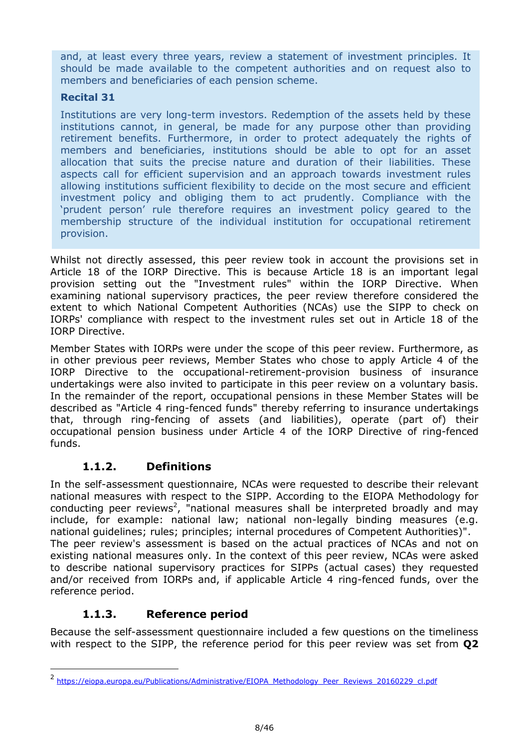> and, at least every three years, review a statement of investment principles. It should be made available to the competent authorities and on request also to members and beneficiaries of each pension scheme.
>
> **Recital 31**
>
> Institutions are very long-term investors. Redemption of the assets held by these institutions cannot, in general, be made for any purpose other than providing retirement benefits. Furthermore, in order to protect adequately the rights of members and beneficiaries, institutions should be able to opt for an asset allocation that suits the precise nature and duration of their liabilities. These aspects call for efficient supervision and an approach towards investment rules allowing institutions sufficient flexibility to decide on the most secure and efficient investment policy and obliging them to act prudently. Compliance with the 'prudent person' rule therefore requires an investment policy geared to the membership structure of the individual institution for occupational retirement provision.

Whilst not directly assessed, this peer review took in account the provisions set in Article 18 of the IORP Directive. This is because Article 18 is an important legal provision setting out the "Investment rules" within the IORP Directive. When examining national supervisory practices, the peer review therefore considered the extent to which National Competent Authorities (NCAs) use the SIPP to check on IORPs' compliance with respect to the investment rules set out in Article 18 of the IORP Directive.

Member States with IORPs were under the scope of this peer review. Furthermore, as in other previous peer reviews, Member States who chose to apply Article 4 of the IORP Directive to the occupational-retirement-provision business of insurance undertakings were also invited to participate in this peer review on a voluntary basis. In the remainder of the report, occupational pensions in these Member States will be described as "Article 4 ring-fenced funds" thereby referring to insurance undertakings that, through ring-fencing of assets (and liabilities), operate (part of) their occupational pension business under Article 4 of the IORP Directive of ring-fenced funds.

### 1.1.2. Definitions

In the self-assessment questionnaire, NCAs were requested to describe their relevant national measures with respect to the SIPP. According to the EIOPA Methodology for conducting peer reviews[2], "national measures shall be interpreted broadly and may include, for example: national law; national non-legally binding measures (e.g. national guidelines; rules; principles; internal procedures of Competent Authorities)".
The peer review's assessment is based on the actual practices of NCAs and not on existing national measures only. In the context of this peer review, NCAs were asked to describe national supervisory practices for SIPPs (actual cases) they requested and/or received from IORPs and, if applicable Article 4 ring-fenced funds, over the reference period.

### 1.1.3. Reference period

Because the self-assessment questionnaire included a few questions on the timeliness with respect to the SIPP, the reference period for this peer review was set from **Q2**

---

[2] https://eiopa.europa.eu/Publications/Administrative/EIOPA_Methodology_Peer_Reviews_20160229_cl.pdf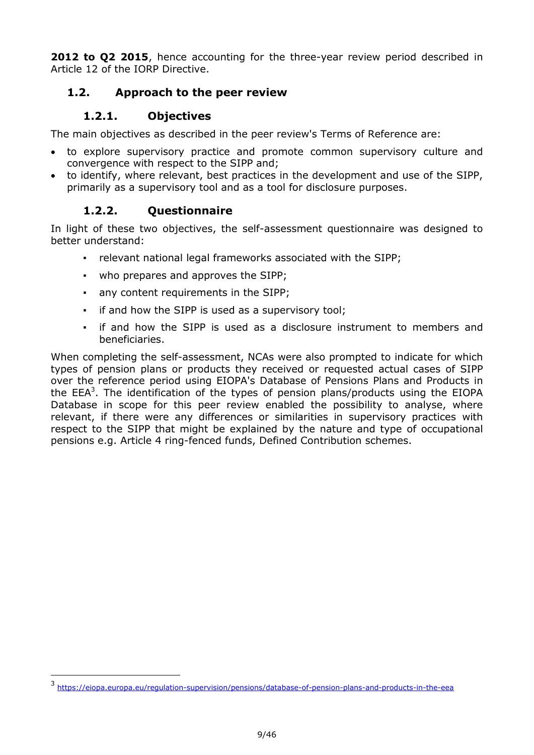**2012 to Q2 2015**, hence accounting for the three-year review period described in Article 12 of the IORP Directive.

## 1.2. Approach to the peer review

### 1.2.1. Objectives

The main objectives as described in the peer review's Terms of Reference are:

- to explore supervisory practice and promote common supervisory culture and convergence with respect to the SIPP and;
- to identify, where relevant, best practices in the development and use of the SIPP, primarily as a supervisory tool and as a tool for disclosure purposes.

### 1.2.2. Questionnaire

In light of these two objectives, the self-assessment questionnaire was designed to better understand:

- relevant national legal frameworks associated with the SIPP;
- who prepares and approves the SIPP;
- any content requirements in the SIPP;
- if and how the SIPP is used as a supervisory tool;
- if and how the SIPP is used as a disclosure instrument to members and beneficiaries.

When completing the self-assessment, NCAs were also prompted to indicate for which types of pension plans or products they received or requested actual cases of SIPP over the reference period using EIOPA's Database of Pensions Plans and Products in the EEA[3]. The identification of the types of pension plans/products using the EIOPA Database in scope for this peer review enabled the possibility to analyse, where relevant, if there were any differences or similarities in supervisory practices with respect to the SIPP that might be explained by the nature and type of occupational pensions e.g. Article 4 ring-fenced funds, Defined Contribution schemes.

---

[3] https://eiopa.europa.eu/regulation-supervision/pensions/database-of-pension-plans-and-products-in-the-eea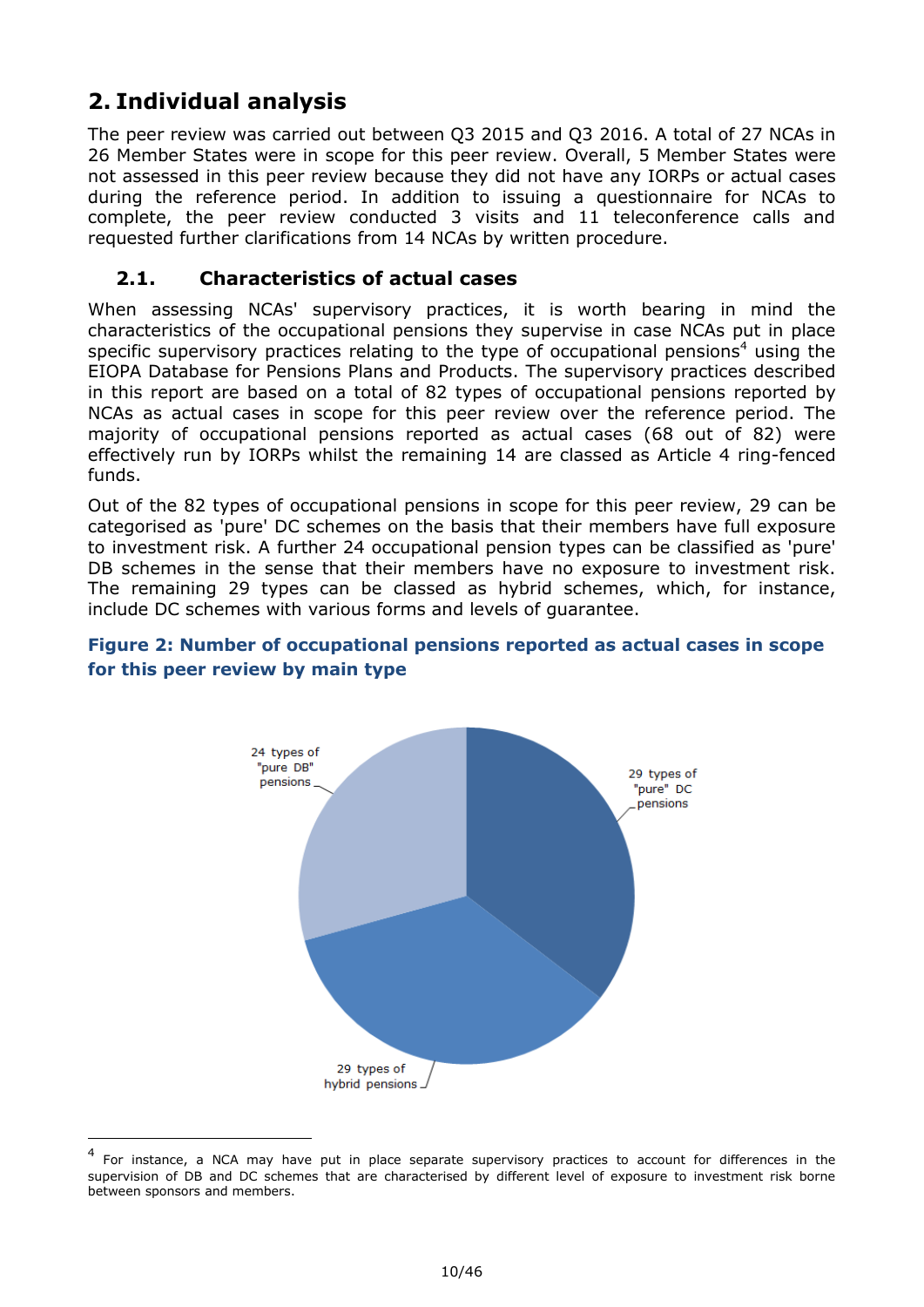## 2. Individual analysis

The peer review was carried out between Q3 2015 and Q3 2016. A total of 27 NCAs in 26 Member States were in scope for this peer review. Overall, 5 Member States were not assessed in this peer review because they did not have any IORPs or actual cases during the reference period. In addition to issuing a questionnaire for NCAs to complete, the peer review conducted 3 visits and 11 teleconference calls and requested further clarifications from 14 NCAs by written procedure.

### 2.1. Characteristics of actual cases

When assessing NCAs' supervisory practices, it is worth bearing in mind the characteristics of the occupational pensions they supervise in case NCAs put in place specific supervisory practices relating to the type of occupational pensions[4] using the EIOPA Database for Pensions Plans and Products. The supervisory practices described in this report are based on a total of 82 types of occupational pensions reported by NCAs as actual cases in scope for this peer review over the reference period. The majority of occupational pensions reported as actual cases (68 out of 82) were effectively run by IORPs whilst the remaining 14 are classed as Article 4 ring-fenced funds.

Out of the 82 types of occupational pensions in scope for this peer review, 29 can be categorised as 'pure' DC schemes on the basis that their members have full exposure to investment risk. A further 24 occupational pension types can be classified as 'pure' DB schemes in the sense that their members have no exposure to investment risk. The remaining 29 types can be classed as hybrid schemes, which, for instance, include DC schemes with various forms and levels of guarantee.

**Figure 2: Number of occupational pensions reported as actual cases in scope for this peer review by main type**

24 types of "pure DB" pensions

29 types of "pure" DC pensions

29 types of hybrid pensions

---

[4] For instance, a NCA may have put in place separate supervisory practices to account for differences in the supervision of DB and DC schemes that are characterised by different level of exposure to investment risk borne between sponsors and members.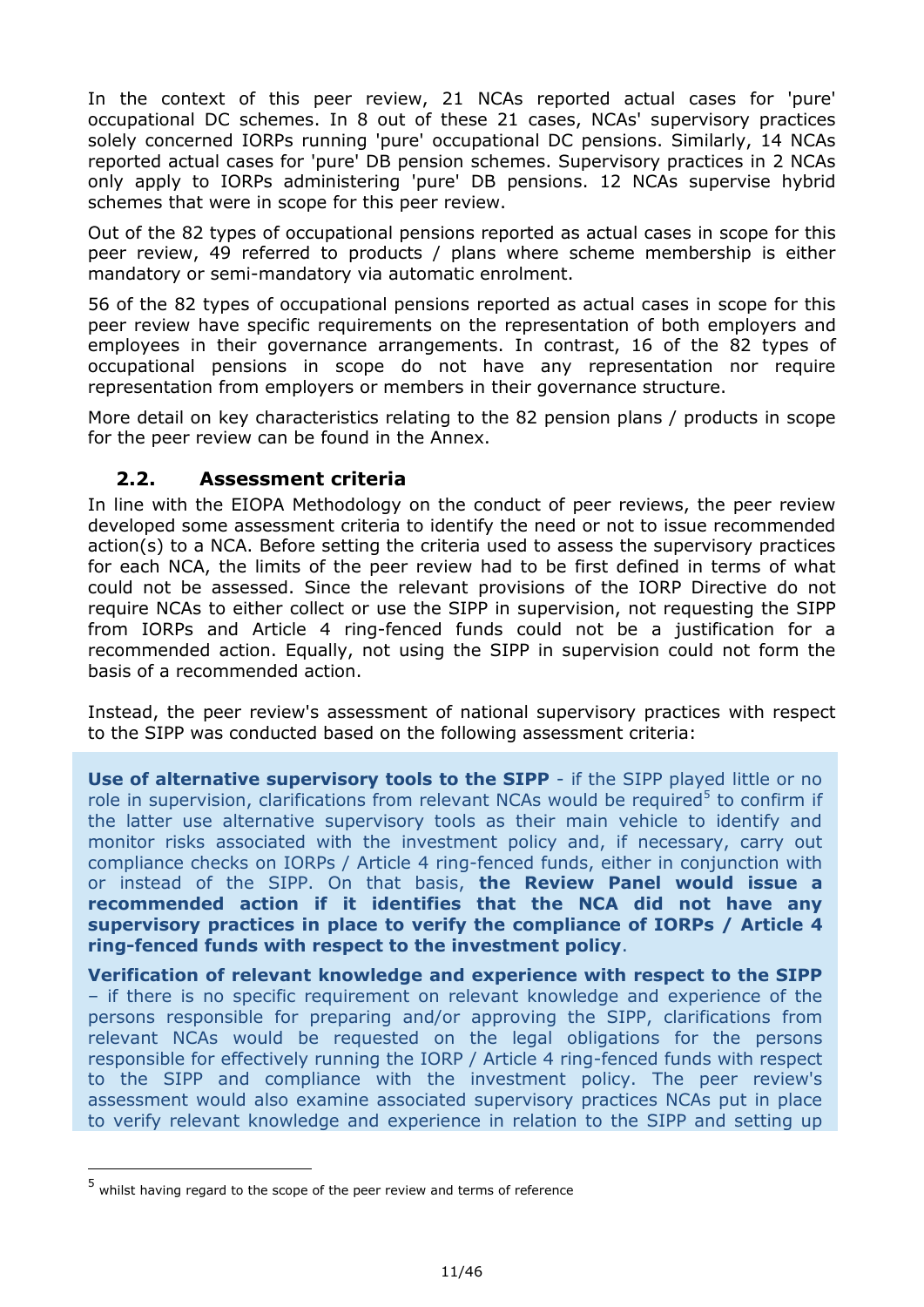In the context of this peer review, 21 NCAs reported actual cases for 'pure' occupational DC schemes. In 8 out of these 21 cases, NCAs' supervisory practices solely concerned IORPs running 'pure' occupational DC pensions. Similarly, 14 NCAs reported actual cases for 'pure' DB pension schemes. Supervisory practices in 2 NCAs only apply to IORPs administering 'pure' DB pensions. 12 NCAs supervise hybrid schemes that were in scope for this peer review.

Out of the 82 types of occupational pensions reported as actual cases in scope for this peer review, 49 referred to products / plans where scheme membership is either mandatory or semi-mandatory via automatic enrolment.

56 of the 82 types of occupational pensions reported as actual cases in scope for this peer review have specific requirements on the representation of both employers and employees in their governance arrangements. In contrast, 16 of the 82 types of occupational pensions in scope do not have any representation nor require representation from employers or members in their governance structure.

More detail on key characteristics relating to the 82 pension plans / products in scope for the peer review can be found in the Annex.

## 2.2. Assessment criteria

In line with the EIOPA Methodology on the conduct of peer reviews, the peer review developed some assessment criteria to identify the need or not to issue recommended action(s) to a NCA. Before setting the criteria used to assess the supervisory practices for each NCA, the limits of the peer review had to be first defined in terms of what could not be assessed. Since the relevant provisions of the IORP Directive do not require NCAs to either collect or use the SIPP in supervision, not requesting the SIPP from IORPs and Article 4 ring-fenced funds could not be a justification for a recommended action. Equally, not using the SIPP in supervision could not form the basis of a recommended action.

Instead, the peer review's assessment of national supervisory practices with respect to the SIPP was conducted based on the following assessment criteria:

**Use of alternative supervisory tools to the SIPP** - if the SIPP played little or no role in supervision, clarifications from relevant NCAs would be required[5] to confirm if the latter use alternative supervisory tools as their main vehicle to identify and monitor risks associated with the investment policy and, if necessary, carry out compliance checks on IORPs / Article 4 ring-fenced funds, either in conjunction with or instead of the SIPP. On that basis, **the Review Panel would issue a recommended action if it identifies that the NCA did not have any supervisory practices in place to verify the compliance of IORPs / Article 4 ring-fenced funds with respect to the investment policy**.

**Verification of relevant knowledge and experience with respect to the SIPP** – if there is no specific requirement on relevant knowledge and experience of the persons responsible for preparing and/or approving the SIPP, clarifications from relevant NCAs would be requested on the legal obligations for the persons responsible for effectively running the IORP / Article 4 ring-fenced funds with respect to the SIPP and compliance with the investment policy. The peer review's assessment would also examine associated supervisory practices NCAs put in place to verify relevant knowledge and experience in relation to the SIPP and setting up

[5] whilst having regard to the scope of the peer review and terms of reference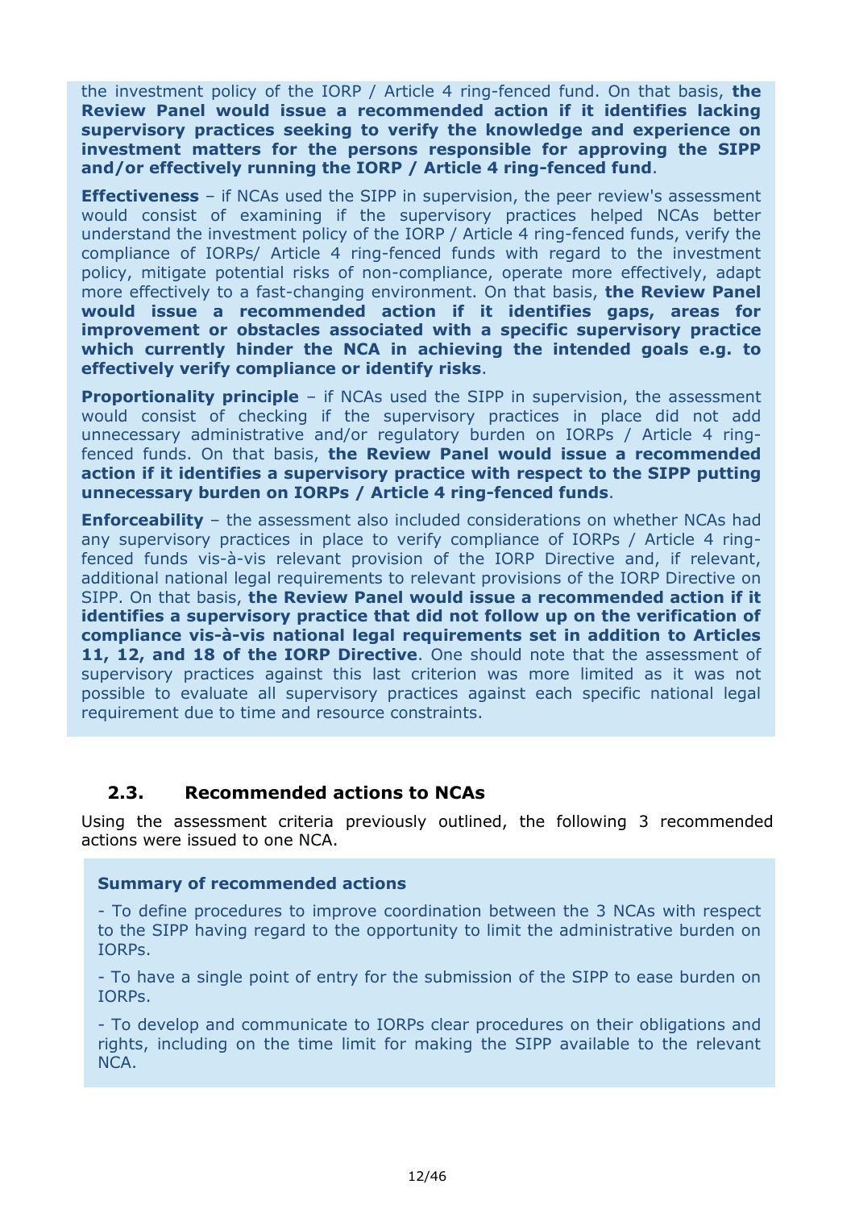the investment policy of the IORP / Article 4 ring-fenced fund. On that basis, **the Review Panel would issue a recommended action if it identifies lacking supervisory practices seeking to verify the knowledge and experience on investment matters for the persons responsible for approving the SIPP and/or effectively running the IORP / Article 4 ring-fenced fund**.

**Effectiveness** – if NCAs used the SIPP in supervision, the peer review's assessment would consist of examining if the supervisory practices helped NCAs better understand the investment policy of the IORP / Article 4 ring-fenced funds, verify the compliance of IORPs/ Article 4 ring-fenced funds with regard to the investment policy, mitigate potential risks of non-compliance, operate more effectively, adapt more effectively to a fast-changing environment. On that basis, **the Review Panel would issue a recommended action if it identifies gaps, areas for improvement or obstacles associated with a specific supervisory practice which currently hinder the NCA in achieving the intended goals e.g. to effectively verify compliance or identify risks**.

**Proportionality principle** – if NCAs used the SIPP in supervision, the assessment would consist of checking if the supervisory practices in place did not add unnecessary administrative and/or regulatory burden on IORPs / Article 4 ring-fenced funds. On that basis, **the Review Panel would issue a recommended action if it identifies a supervisory practice with respect to the SIPP putting unnecessary burden on IORPs / Article 4 ring-fenced funds**.

**Enforceability** – the assessment also included considerations on whether NCAs had any supervisory practices in place to verify compliance of IORPs / Article 4 ring-fenced funds vis-à-vis relevant provision of the IORP Directive and, if relevant, additional national legal requirements to relevant provisions of the IORP Directive on SIPP. On that basis, **the Review Panel would issue a recommended action if it identifies a supervisory practice that did not follow up on the verification of compliance vis-à-vis national legal requirements set in addition to Articles 11, 12, and 18 of the IORP Directive**. One should note that the assessment of supervisory practices against this last criterion was more limited as it was not possible to evaluate all supervisory practices against each specific national legal requirement due to time and resource constraints.

## 2.3. Recommended actions to NCAs

Using the assessment criteria previously outlined, the following 3 recommended actions were issued to one NCA.

**Summary of recommended actions**

- To define procedures to improve coordination between the 3 NCAs with respect to the SIPP having regard to the opportunity to limit the administrative burden on IORPs.

- To have a single point of entry for the submission of the SIPP to ease burden on IORPs.

- To develop and communicate to IORPs clear procedures on their obligations and rights, including on the time limit for making the SIPP available to the relevant NCA.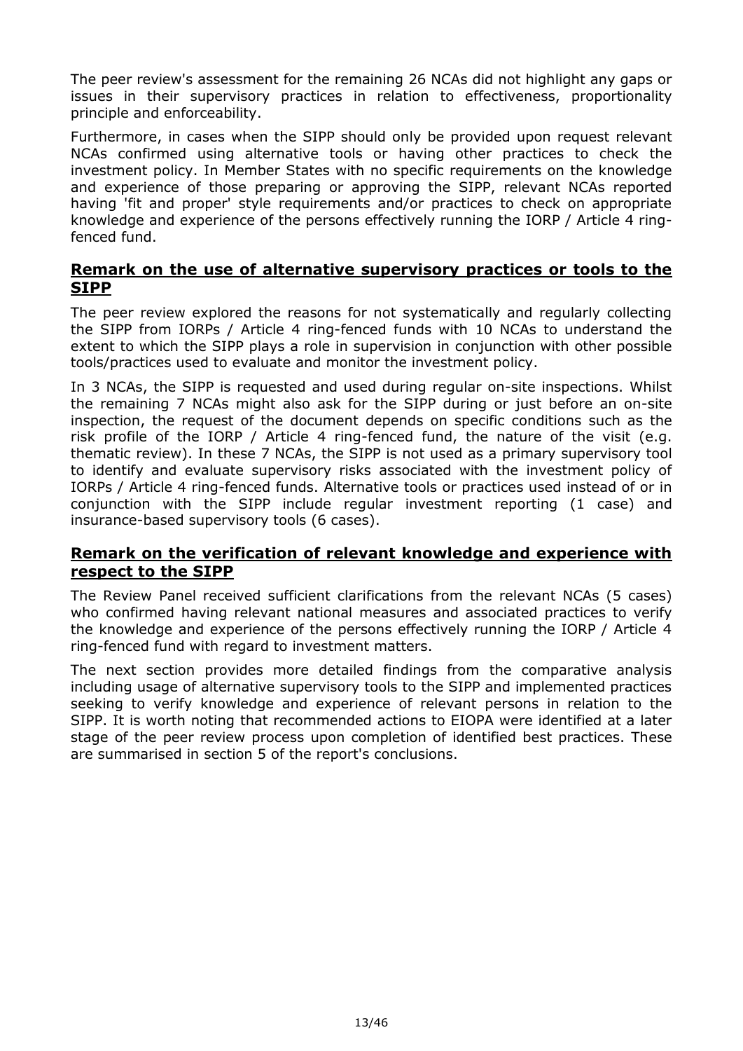The peer review's assessment for the remaining 26 NCAs did not highlight any gaps or issues in their supervisory practices in relation to effectiveness, proportionality principle and enforceability.

Furthermore, in cases when the SIPP should only be provided upon request relevant NCAs confirmed using alternative tools or having other practices to check the investment policy. In Member States with no specific requirements on the knowledge and experience of those preparing or approving the SIPP, relevant NCAs reported having 'fit and proper' style requirements and/or practices to check on appropriate knowledge and experience of the persons effectively running the IORP / Article 4 ring-fenced fund.

## Remark on the use of alternative supervisory practices or tools to the SIPP

The peer review explored the reasons for not systematically and regularly collecting the SIPP from IORPs / Article 4 ring-fenced funds with 10 NCAs to understand the extent to which the SIPP plays a role in supervision in conjunction with other possible tools/practices used to evaluate and monitor the investment policy.

In 3 NCAs, the SIPP is requested and used during regular on-site inspections. Whilst the remaining 7 NCAs might also ask for the SIPP during or just before an on-site inspection, the request of the document depends on specific conditions such as the risk profile of the IORP / Article 4 ring-fenced fund, the nature of the visit (e.g. thematic review). In these 7 NCAs, the SIPP is not used as a primary supervisory tool to identify and evaluate supervisory risks associated with the investment policy of IORPs / Article 4 ring-fenced funds. Alternative tools or practices used instead of or in conjunction with the SIPP include regular investment reporting (1 case) and insurance-based supervisory tools (6 cases).

## Remark on the verification of relevant knowledge and experience with respect to the SIPP

The Review Panel received sufficient clarifications from the relevant NCAs (5 cases) who confirmed having relevant national measures and associated practices to verify the knowledge and experience of the persons effectively running the IORP / Article 4 ring-fenced fund with regard to investment matters.

The next section provides more detailed findings from the comparative analysis including usage of alternative supervisory tools to the SIPP and implemented practices seeking to verify knowledge and experience of relevant persons in relation to the SIPP. It is worth noting that recommended actions to EIOPA were identified at a later stage of the peer review process upon completion of identified best practices. These are summarised in section 5 of the report's conclusions.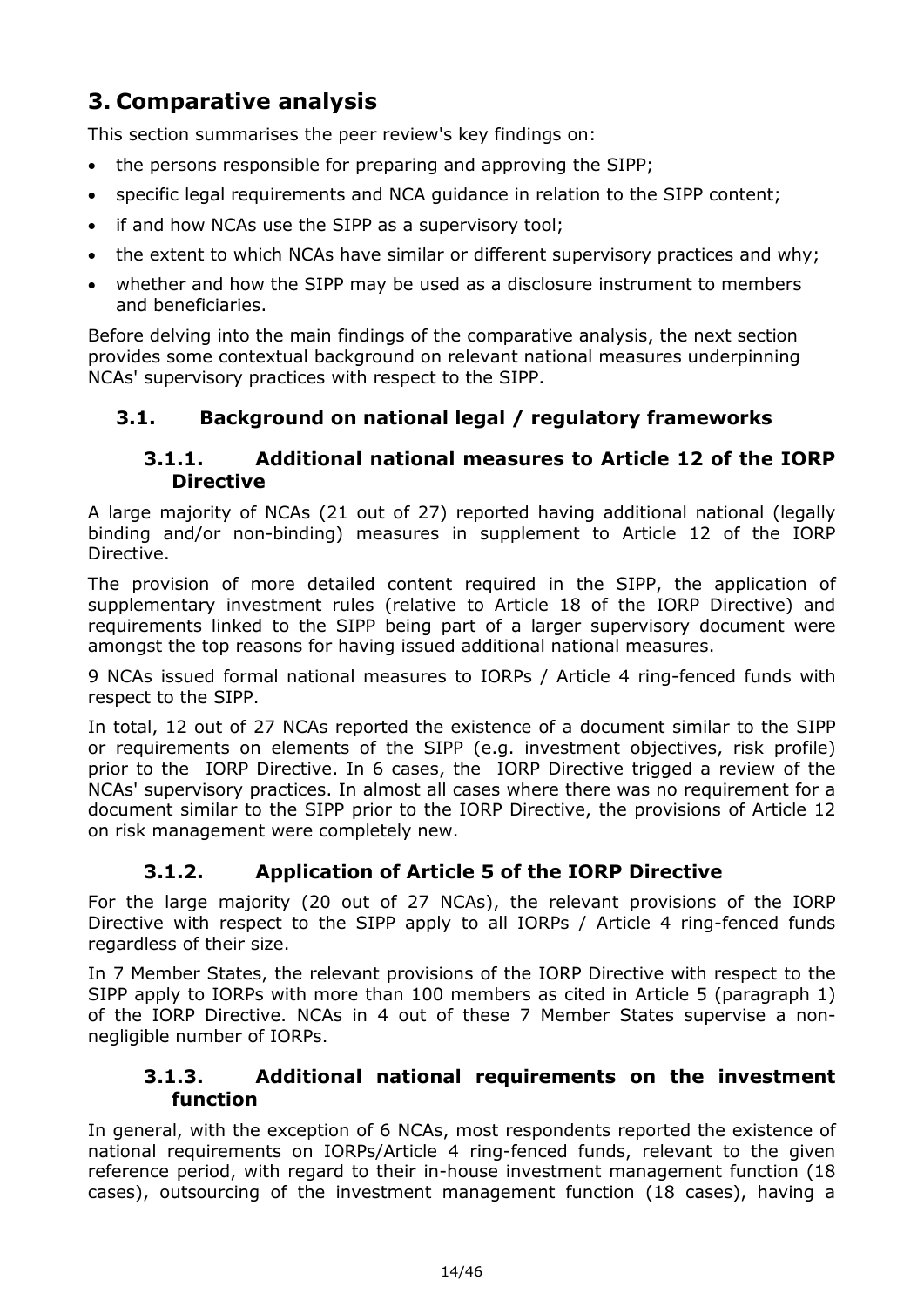# 3. Comparative analysis

This section summarises the peer review's key findings on:

- the persons responsible for preparing and approving the SIPP;
- specific legal requirements and NCA guidance in relation to the SIPP content;
- if and how NCAs use the SIPP as a supervisory tool;
- the extent to which NCAs have similar or different supervisory practices and why;
- whether and how the SIPP may be used as a disclosure instrument to members and beneficiaries.

Before delving into the main findings of the comparative analysis, the next section provides some contextual background on relevant national measures underpinning NCAs' supervisory practices with respect to the SIPP.

## 3.1. Background on national legal / regulatory frameworks

### 3.1.1. Additional national measures to Article 12 of the IORP Directive

A large majority of NCAs (21 out of 27) reported having additional national (legally binding and/or non-binding) measures in supplement to Article 12 of the IORP Directive.

The provision of more detailed content required in the SIPP, the application of supplementary investment rules (relative to Article 18 of the IORP Directive) and requirements linked to the SIPP being part of a larger supervisory document were amongst the top reasons for having issued additional national measures.

9 NCAs issued formal national measures to IORPs / Article 4 ring-fenced funds with respect to the SIPP.

In total, 12 out of 27 NCAs reported the existence of a document similar to the SIPP or requirements on elements of the SIPP (e.g. investment objectives, risk profile) prior to the IORP Directive. In 6 cases, the IORP Directive trigged a review of the NCAs' supervisory practices. In almost all cases where there was no requirement for a document similar to the SIPP prior to the IORP Directive, the provisions of Article 12 on risk management were completely new.

### 3.1.2. Application of Article 5 of the IORP Directive

For the large majority (20 out of 27 NCAs), the relevant provisions of the IORP Directive with respect to the SIPP apply to all IORPs / Article 4 ring-fenced funds regardless of their size.

In 7 Member States, the relevant provisions of the IORP Directive with respect to the SIPP apply to IORPs with more than 100 members as cited in Article 5 (paragraph 1) of the IORP Directive. NCAs in 4 out of these 7 Member States supervise a non-negligible number of IORPs.

### 3.1.3. Additional national requirements on the investment function

In general, with the exception of 6 NCAs, most respondents reported the existence of national requirements on IORPs/Article 4 ring-fenced funds, relevant to the given reference period, with regard to their in-house investment management function (18 cases), outsourcing of the investment management function (18 cases), having a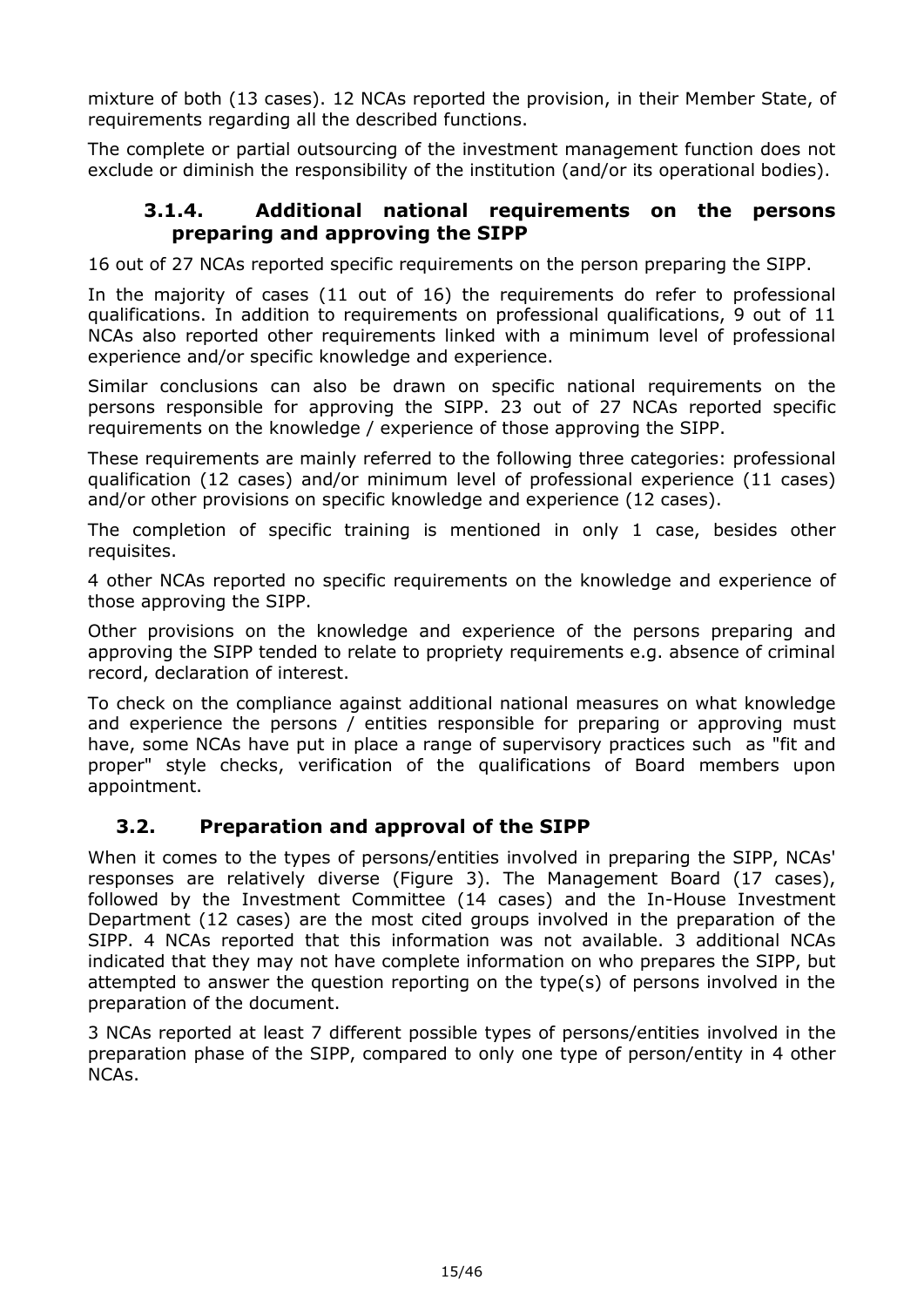mixture of both (13 cases). 12 NCAs reported the provision, in their Member State, of requirements regarding all the described functions.

The complete or partial outsourcing of the investment management function does not exclude or diminish the responsibility of the institution (and/or its operational bodies).

### 3.1.4. Additional national requirements on the persons preparing and approving the SIPP

16 out of 27 NCAs reported specific requirements on the person preparing the SIPP.

In the majority of cases (11 out of 16) the requirements do refer to professional qualifications. In addition to requirements on professional qualifications, 9 out of 11 NCAs also reported other requirements linked with a minimum level of professional experience and/or specific knowledge and experience.

Similar conclusions can also be drawn on specific national requirements on the persons responsible for approving the SIPP. 23 out of 27 NCAs reported specific requirements on the knowledge / experience of those approving the SIPP.

These requirements are mainly referred to the following three categories: professional qualification (12 cases) and/or minimum level of professional experience (11 cases) and/or other provisions on specific knowledge and experience (12 cases).

The completion of specific training is mentioned in only 1 case, besides other requisites.

4 other NCAs reported no specific requirements on the knowledge and experience of those approving the SIPP.

Other provisions on the knowledge and experience of the persons preparing and approving the SIPP tended to relate to propriety requirements e.g. absence of criminal record, declaration of interest.

To check on the compliance against additional national measures on what knowledge and experience the persons / entities responsible for preparing or approving must have, some NCAs have put in place a range of supervisory practices such as "fit and proper" style checks, verification of the qualifications of Board members upon appointment.

## 3.2. Preparation and approval of the SIPP

When it comes to the types of persons/entities involved in preparing the SIPP, NCAs' responses are relatively diverse (Figure 3). The Management Board (17 cases), followed by the Investment Committee (14 cases) and the In-House Investment Department (12 cases) are the most cited groups involved in the preparation of the SIPP. 4 NCAs reported that this information was not available. 3 additional NCAs indicated that they may not have complete information on who prepares the SIPP, but attempted to answer the question reporting on the type(s) of persons involved in the preparation of the document.

3 NCAs reported at least 7 different possible types of persons/entities involved in the preparation phase of the SIPP, compared to only one type of person/entity in 4 other NCAs.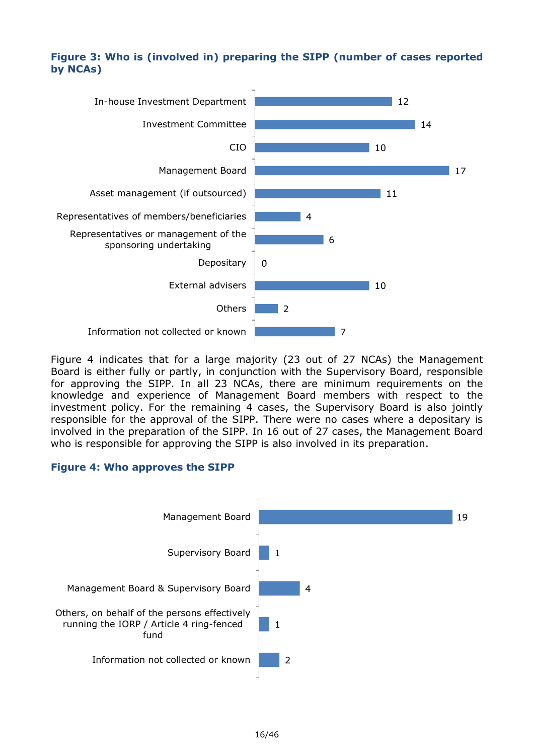**Figure 3: Who is (involved in) preparing the SIPP (number of cases reported by NCAs)**

| Category | Number of cases |
|---|---|
| In-house Investment Department | 12 |
| Investment Committee | 14 |
| CIO | 10 |
| Management Board | 17 |
| Asset management (if outsourced) | 11 |
| Representatives of members/beneficiaries | 4 |
| Representatives or management of the sponsoring undertaking | 6 |
| Depositary | 0 |
| External advisers | 10 |
| Others | 2 |
| Information not collected or known | 7 |

Figure 4 indicates that for a large majority (23 out of 27 NCAs) the Management Board is either fully or partly, in conjunction with the Supervisory Board, responsible for approving the SIPP. In all 23 NCAs, there are minimum requirements on the knowledge and experience of Management Board members with respect to the investment policy. For the remaining 4 cases, the Supervisory Board is also jointly responsible for the approval of the SIPP. There were no cases where a depositary is involved in the preparation of the SIPP. In 16 out of 27 cases, the Management Board who is responsible for approving the SIPP is also involved in its preparation.

**Figure 4: Who approves the SIPP**

| Category | Number of cases |
|---|---|
| Management Board | 19 |
| Supervisory Board | 1 |
| Management Board & Supervisory Board | 4 |
| Others, on behalf of the persons effectively running the IORP / Article 4 ring-fenced fund | 1 |
| Information not collected or known | 2 |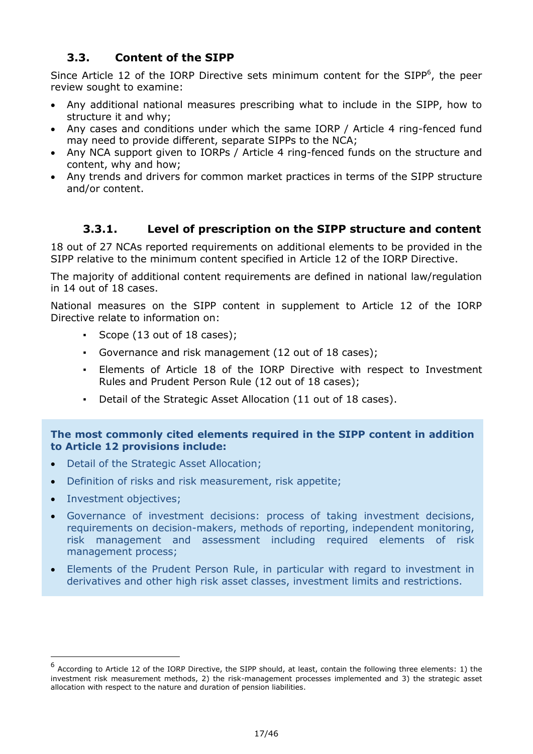## 3.3. Content of the SIPP

Since Article 12 of the IORP Directive sets minimum content for the SIPP[6], the peer review sought to examine:

- Any additional national measures prescribing what to include in the SIPP, how to structure it and why;
- Any cases and conditions under which the same IORP / Article 4 ring-fenced fund may need to provide different, separate SIPPs to the NCA;
- Any NCA support given to IORPs / Article 4 ring-fenced funds on the structure and content, why and how;
- Any trends and drivers for common market practices in terms of the SIPP structure and/or content.

### 3.3.1. Level of prescription on the SIPP structure and content

18 out of 27 NCAs reported requirements on additional elements to be provided in the SIPP relative to the minimum content specified in Article 12 of the IORP Directive.

The majority of additional content requirements are defined in national law/regulation in 14 out of 18 cases.

National measures on the SIPP content in supplement to Article 12 of the IORP Directive relate to information on:

- Scope (13 out of 18 cases);
- Governance and risk management (12 out of 18 cases);
- Elements of Article 18 of the IORP Directive with respect to Investment Rules and Prudent Person Rule (12 out of 18 cases);
- Detail of the Strategic Asset Allocation (11 out of 18 cases).

**The most commonly cited elements required in the SIPP content in addition to Article 12 provisions include:**

- Detail of the Strategic Asset Allocation;
- Definition of risks and risk measurement, risk appetite;
- Investment objectives;
- Governance of investment decisions: process of taking investment decisions, requirements on decision-makers, methods of reporting, independent monitoring, risk management and assessment including required elements of risk management process;
- Elements of the Prudent Person Rule, in particular with regard to investment in derivatives and other high risk asset classes, investment limits and restrictions.

[6] According to Article 12 of the IORP Directive, the SIPP should, at least, contain the following three elements: 1) the investment risk measurement methods, 2) the risk-management processes implemented and 3) the strategic asset allocation with respect to the nature and duration of pension liabilities.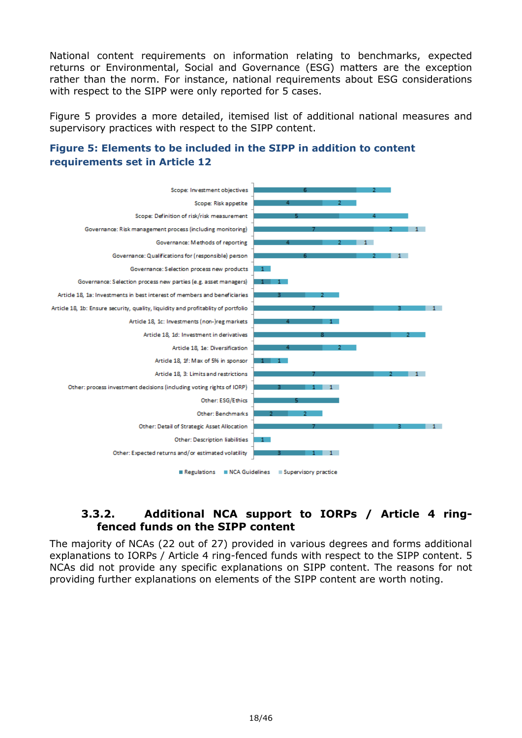National content requirements on information relating to benchmarks, expected returns or Environmental, Social and Governance (ESG) matters are the exception rather than the norm. For instance, national requirements about ESG considerations with respect to the SIPP were only reported for 5 cases.

Figure 5 provides a more detailed, itemised list of additional national measures and supervisory practices with respect to the SIPP content.

**Figure 5: Elements to be included in the SIPP in addition to content requirements set in Article 12**

| Element | Regulations | NCA Guidelines | Supervisory practice |
|---|---|---|---|
| Scope: Investment objectives | 6 | 2 | |
| Scope: Risk appetite | 4 | 2 | |
| Scope: Definition of risk/risk measurement | 5 | 4 | |
| Governance: Risk management process (including monitoring) | 7 | 2 | 1 |
| Governance: Methods of reporting | 4 | 2 | 1 |
| Governance: Qualifications for (responsible) person | 6 | 2 | 1 |
| Governance: Selection process new products | 1 | | |
| Governance: Selection process new parties (e.g. asset managers) | 1 | 1 | |
| Article 18, 1a: Investments in best interest of members and beneficiaries | 3 | 2 | |
| Article 18, 1b: Ensure security, quality, liquidity and profitablity of portfolio | 7 | 3 | 1 |
| Article 18, 1c: Investments (non-)reg markets | 4 | 1 | |
| Article 18, 1d: Investment in derivatives | 8 | 2 | |
| Article 18, 1e: Diversification | 4 | 2 | |
| Article 18, 1f: Max of 5% in sponsor | 1 | 1 | |
| Article 18, 3: Limits and restrictions | 7 | 2 | 1 |
| Other: process investment decisions (including voting rights of IORP) | 3 | 1 | 1 |
| Other: ESG/Ethics | 5 | | |
| Other: Benchmarks | 2 | 2 | |
| Other: Detail of Strategic Asset Allocation | 7 | 3 | 1 |
| Other: Description liabilities | 1 | | |
| Other: Expected returns and/or estimated volatility | 3 | 1 | 1 |

### 3.3.2. Additional NCA support to IORPs / Article 4 ring-fenced funds on the SIPP content

The majority of NCAs (22 out of 27) provided in various degrees and forms additional explanations to IORPs / Article 4 ring-fenced funds with respect to the SIPP content. 5 NCAs did not provide any specific explanations on SIPP content. The reasons for not providing further explanations on elements of the SIPP content are worth noting.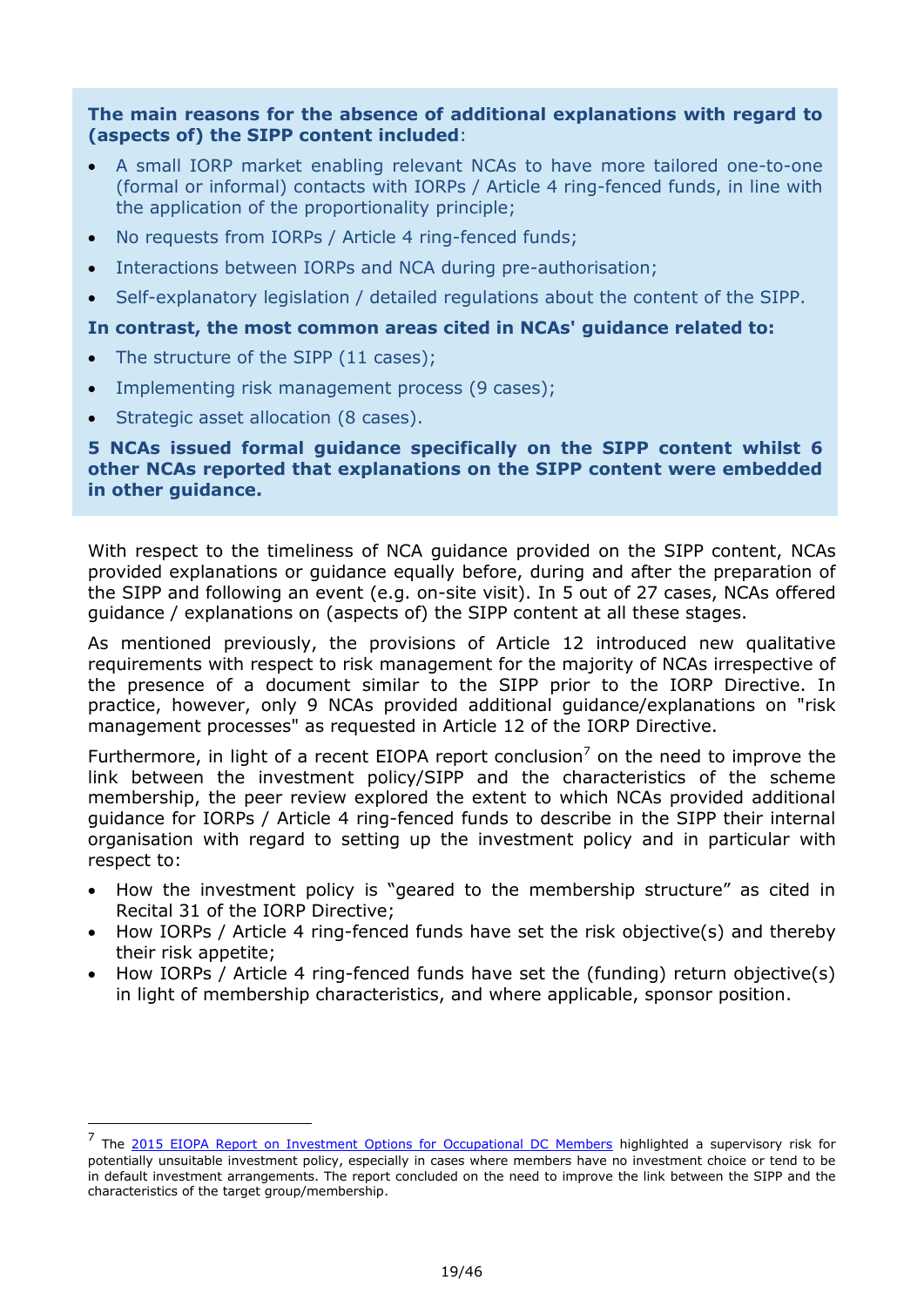**The main reasons for the absence of additional explanations with regard to (aspects of) the SIPP content included**:

- A small IORP market enabling relevant NCAs to have more tailored one-to-one (formal or informal) contacts with IORPs / Article 4 ring-fenced funds, in line with the application of the proportionality principle;
- No requests from IORPs / Article 4 ring-fenced funds;
- Interactions between IORPs and NCA during pre-authorisation;
- Self-explanatory legislation / detailed regulations about the content of the SIPP.

**In contrast, the most common areas cited in NCAs' guidance related to:**

- The structure of the SIPP (11 cases);
- Implementing risk management process (9 cases);
- Strategic asset allocation (8 cases).

**5 NCAs issued formal guidance specifically on the SIPP content whilst 6 other NCAs reported that explanations on the SIPP content were embedded in other guidance.**

With respect to the timeliness of NCA guidance provided on the SIPP content, NCAs provided explanations or guidance equally before, during and after the preparation of the SIPP and following an event (e.g. on-site visit). In 5 out of 27 cases, NCAs offered guidance / explanations on (aspects of) the SIPP content at all these stages.

As mentioned previously, the provisions of Article 12 introduced new qualitative requirements with respect to risk management for the majority of NCAs irrespective of the presence of a document similar to the SIPP prior to the IORP Directive. In practice, however, only 9 NCAs provided additional guidance/explanations on "risk management processes" as requested in Article 12 of the IORP Directive.

Furthermore, in light of a recent EIOPA report conclusion[7] on the need to improve the link between the investment policy/SIPP and the characteristics of the scheme membership, the peer review explored the extent to which NCAs provided additional guidance for IORPs / Article 4 ring-fenced funds to describe in the SIPP their internal organisation with regard to setting up the investment policy and in particular with respect to:

- How the investment policy is "geared to the membership structure" as cited in Recital 31 of the IORP Directive;
- How IORPs / Article 4 ring-fenced funds have set the risk objective(s) and thereby their risk appetite;
- How IORPs / Article 4 ring-fenced funds have set the (funding) return objective(s) in light of membership characteristics, and where applicable, sponsor position.

---

[7] The 2015 EIOPA Report on Investment Options for Occupational DC Members highlighted a supervisory risk for potentially unsuitable investment policy, especially in cases where members have no investment choice or tend to be in default investment arrangements. The report concluded on the need to improve the link between the SIPP and the characteristics of the target group/membership.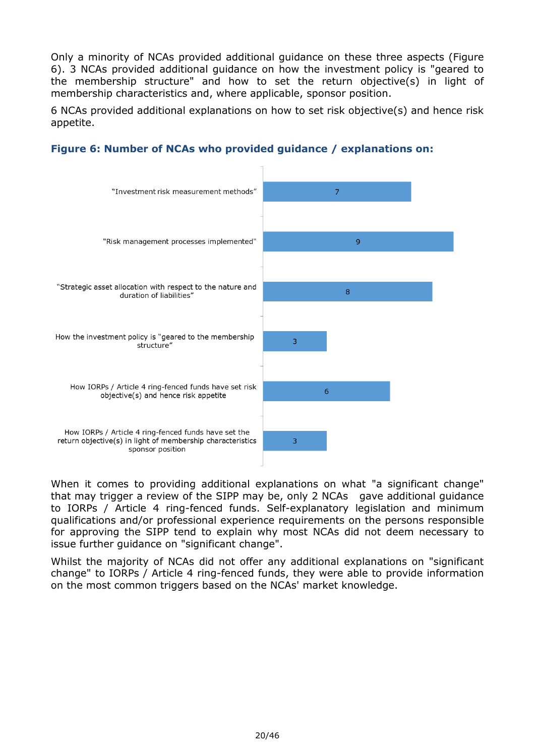Only a minority of NCAs provided additional guidance on these three aspects (Figure 6). 3 NCAs provided additional guidance on how the investment policy is "geared to the membership structure" and how to set the return objective(s) in light of membership characteristics and, where applicable, sponsor position.

6 NCAs provided additional explanations on how to set risk objective(s) and hence risk appetite.

**Figure 6: Number of NCAs who provided guidance / explanations on:**

| Topic | Number of NCAs |
| --- | --- |
| "Investment risk measurement methods" | 7 |
| "Risk management processes implemented" | 9 |
| "Strategic asset allocation with respect to the nature and duration of liabilities" | 8 |
| How the investment policy is "geared to the membership structure" | 3 |
| How IORPs / Article 4 ring-fenced funds have set risk objective(s) and hence risk appetite | 6 |
| How IORPs / Article 4 ring-fenced funds have set the return objective(s) in light of membership characteristics sponsor position | 3 |

When it comes to providing additional explanations on what "a significant change" that may trigger a review of the SIPP may be, only 2 NCAs gave additional guidance to IORPs / Article 4 ring-fenced funds. Self-explanatory legislation and minimum qualifications and/or professional experience requirements on the persons responsible for approving the SIPP tend to explain why most NCAs did not deem necessary to issue further guidance on "significant change".

Whilst the majority of NCAs did not offer any additional explanations on "significant change" to IORPs / Article 4 ring-fenced funds, they were able to provide information on the most common triggers based on the NCAs' market knowledge.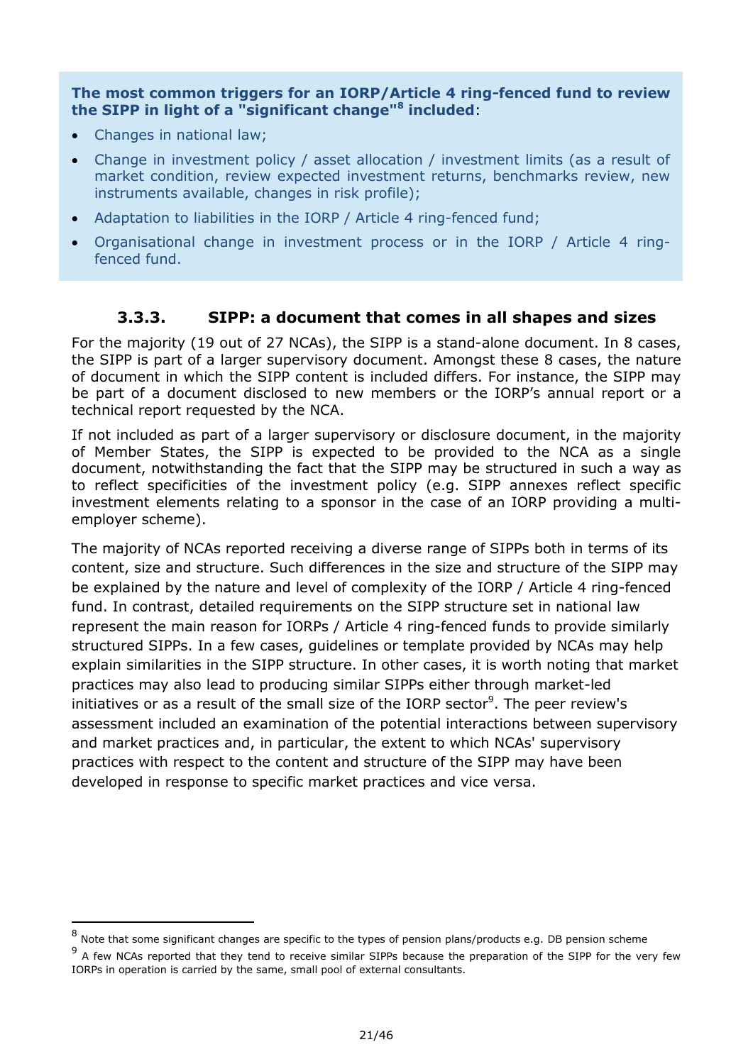**The most common triggers for an IORP/Article 4 ring-fenced fund to review the SIPP in light of a "significant change"[8] included**:

- Changes in national law;
- Change in investment policy / asset allocation / investment limits (as a result of market condition, review expected investment returns, benchmarks review, new instruments available, changes in risk profile);
- Adaptation to liabilities in the IORP / Article 4 ring-fenced fund;
- Organisational change in investment process or in the IORP / Article 4 ring-fenced fund.

### 3.3.3. SIPP: a document that comes in all shapes and sizes

For the majority (19 out of 27 NCAs), the SIPP is a stand-alone document. In 8 cases, the SIPP is part of a larger supervisory document. Amongst these 8 cases, the nature of document in which the SIPP content is included differs. For instance, the SIPP may be part of a document disclosed to new members or the IORP's annual report or a technical report requested by the NCA.

If not included as part of a larger supervisory or disclosure document, in the majority of Member States, the SIPP is expected to be provided to the NCA as a single document, notwithstanding the fact that the SIPP may be structured in such a way as to reflect specificities of the investment policy (e.g. SIPP annexes reflect specific investment elements relating to a sponsor in the case of an IORP providing a multi-employer scheme).

The majority of NCAs reported receiving a diverse range of SIPPs both in terms of its content, size and structure. Such differences in the size and structure of the SIPP may be explained by the nature and level of complexity of the IORP / Article 4 ring-fenced fund. In contrast, detailed requirements on the SIPP structure set in national law represent the main reason for IORPs / Article 4 ring-fenced funds to provide similarly structured SIPPs. In a few cases, guidelines or template provided by NCAs may help explain similarities in the SIPP structure. In other cases, it is worth noting that market practices may also lead to producing similar SIPPs either through market-led initiatives or as a result of the small size of the IORP sector[9]. The peer review's assessment included an examination of the potential interactions between supervisory and market practices and, in particular, the extent to which NCAs' supervisory practices with respect to the content and structure of the SIPP may have been developed in response to specific market practices and vice versa.

---

[8] Note that some significant changes are specific to the types of pension plans/products e.g. DB pension scheme

[9] A few NCAs reported that they tend to receive similar SIPPs because the preparation of the SIPP for the very few IORPs in operation is carried by the same, small pool of external consultants.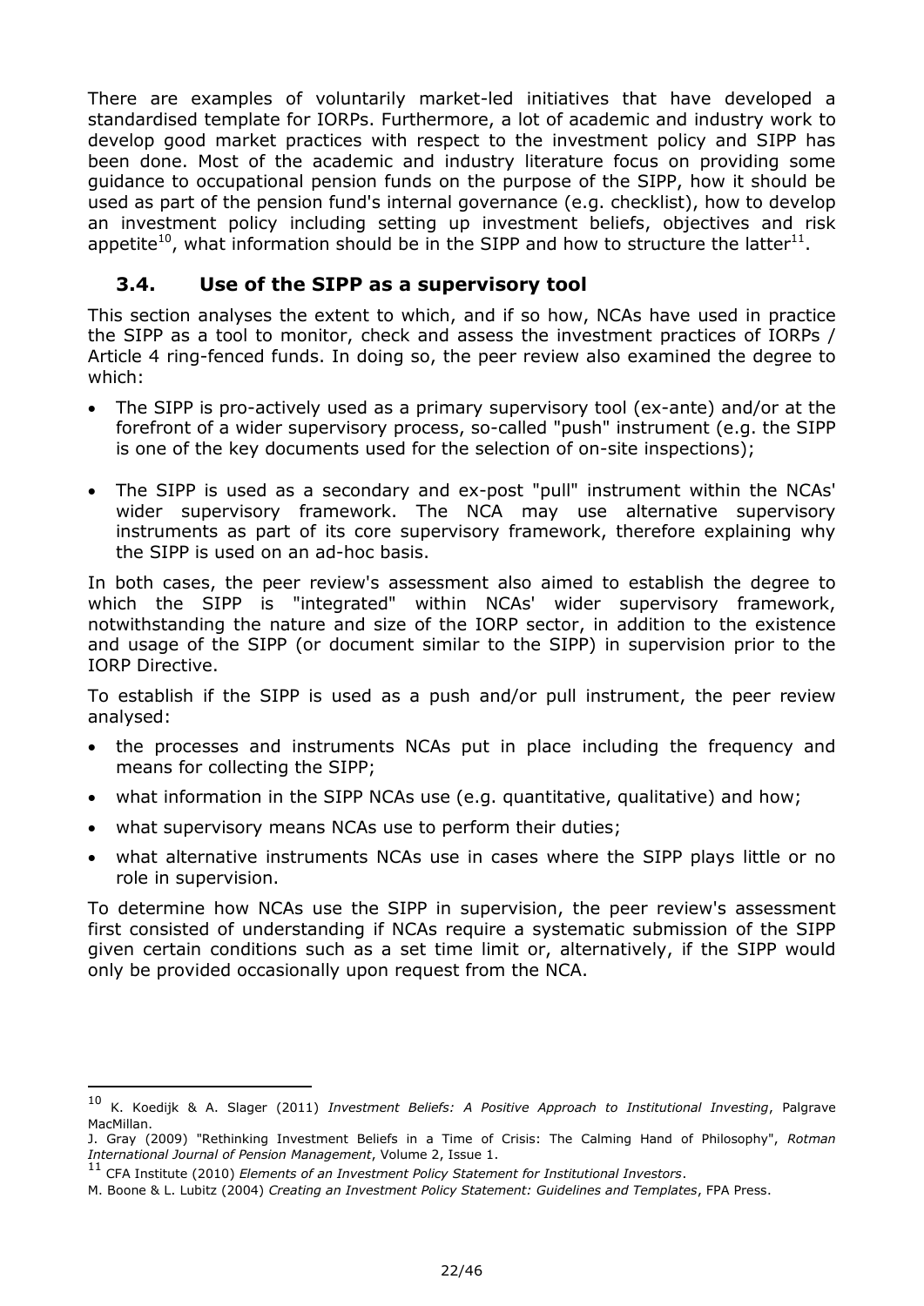There are examples of voluntarily market-led initiatives that have developed a standardised template for IORPs. Furthermore, a lot of academic and industry work to develop good market practices with respect to the investment policy and SIPP has been done. Most of the academic and industry literature focus on providing some guidance to occupational pension funds on the purpose of the SIPP, how it should be used as part of the pension fund's internal governance (e.g. checklist), how to develop an investment policy including setting up investment beliefs, objectives and risk appetite[10], what information should be in the SIPP and how to structure the latter[11].

### 3.4. Use of the SIPP as a supervisory tool

This section analyses the extent to which, and if so how, NCAs have used in practice the SIPP as a tool to monitor, check and assess the investment practices of IORPs / Article 4 ring-fenced funds. In doing so, the peer review also examined the degree to which:

- The SIPP is pro-actively used as a primary supervisory tool (ex-ante) and/or at the forefront of a wider supervisory process, so-called "push" instrument (e.g. the SIPP is one of the key documents used for the selection of on-site inspections);

- The SIPP is used as a secondary and ex-post "pull" instrument within the NCAs' wider supervisory framework. The NCA may use alternative supervisory instruments as part of its core supervisory framework, therefore explaining why the SIPP is used on an ad-hoc basis.

In both cases, the peer review's assessment also aimed to establish the degree to which the SIPP is "integrated" within NCAs' wider supervisory framework, notwithstanding the nature and size of the IORP sector, in addition to the existence and usage of the SIPP (or document similar to the SIPP) in supervision prior to the IORP Directive.

To establish if the SIPP is used as a push and/or pull instrument, the peer review analysed:

- the processes and instruments NCAs put in place including the frequency and means for collecting the SIPP;
- what information in the SIPP NCAs use (e.g. quantitative, qualitative) and how;
- what supervisory means NCAs use to perform their duties;
- what alternative instruments NCAs use in cases where the SIPP plays little or no role in supervision.

To determine how NCAs use the SIPP in supervision, the peer review's assessment first consisted of understanding if NCAs require a systematic submission of the SIPP given certain conditions such as a set time limit or, alternatively, if the SIPP would only be provided occasionally upon request from the NCA.

---

[10] K. Koedijk & A. Slager (2011) *Investment Beliefs: A Positive Approach to Institutional Investing*, Palgrave MacMillan.
J. Gray (2009) "Rethinking Investment Beliefs in a Time of Crisis: The Calming Hand of Philosophy", *Rotman International Journal of Pension Management*, Volume 2, Issue 1.

[11] CFA Institute (2010) *Elements of an Investment Policy Statement for Institutional Investors*.
M. Boone & L. Lubitz (2004) *Creating an Investment Policy Statement: Guidelines and Templates*, FPA Press.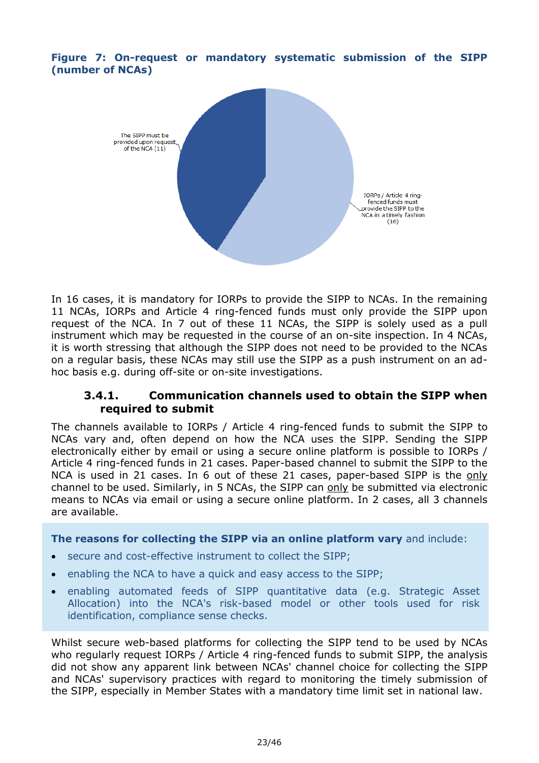**Figure 7: On-request or mandatory systematic submission of the SIPP (number of NCAs)**

The SIPP must be provided upon request of the NCA (11)

IORPs / Article 4 ring-fenced funds must provide the SIPP to the NCA in a timely fashion (16)

In 16 cases, it is mandatory for IORPs to provide the SIPP to NCAs. In the remaining 11 NCAs, IORPs and Article 4 ring-fenced funds must only provide the SIPP upon request of the NCA. In 7 out of these 11 NCAs, the SIPP is solely used as a pull instrument which may be requested in the course of an on-site inspection. In 4 NCAs, it is worth stressing that although the SIPP does not need to be provided to the NCAs on a regular basis, these NCAs may still use the SIPP as a push instrument on an ad-hoc basis e.g. during off-site or on-site investigations.

### 3.4.1. Communication channels used to obtain the SIPP when required to submit

The channels available to IORPs / Article 4 ring-fenced funds to submit the SIPP to NCAs vary and, often depend on how the NCA uses the SIPP. Sending the SIPP electronically either by email or using a secure online platform is possible to IORPs / Article 4 ring-fenced funds in 21 cases. Paper-based channel to submit the SIPP to the NCA is used in 21 cases. In 6 out of these 21 cases, paper-based SIPP is the only channel to be used. Similarly, in 5 NCAs, the SIPP can only be submitted via electronic means to NCAs via email or using a secure online platform. In 2 cases, all 3 channels are available.

**The reasons for collecting the SIPP via an online platform vary** and include:

- secure and cost-effective instrument to collect the SIPP;
- enabling the NCA to have a quick and easy access to the SIPP;
- enabling automated feeds of SIPP quantitative data (e.g. Strategic Asset Allocation) into the NCA's risk-based model or other tools used for risk identification, compliance sense checks.

Whilst secure web-based platforms for collecting the SIPP tend to be used by NCAs who regularly request IORPs / Article 4 ring-fenced funds to submit SIPP, the analysis did not show any apparent link between NCAs' channel choice for collecting the SIPP and NCAs' supervisory practices with regard to monitoring the timely submission of the SIPP, especially in Member States with a mandatory time limit set in national law.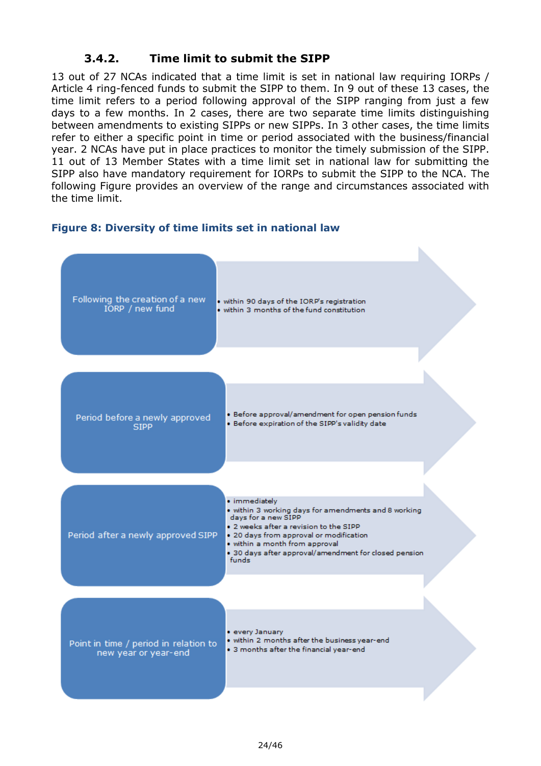### 3.4.2. Time limit to submit the SIPP

13 out of 27 NCAs indicated that a time limit is set in national law requiring IORPs / Article 4 ring-fenced funds to submit the SIPP to them. In 9 out of these 13 cases, the time limit refers to a period following approval of the SIPP ranging from just a few days to a few months. In 2 cases, there are two separate time limits distinguishing between amendments to existing SIPPs or new SIPPs. In 3 other cases, the time limits refer to either a specific point in time or period associated with the business/financial year. 2 NCAs have put in place practices to monitor the timely submission of the SIPP. 11 out of 13 Member States with a time limit set in national law for submitting the SIPP also have mandatory requirement for IORPs to submit the SIPP to the NCA. The following Figure provides an overview of the range and circumstances associated with the time limit.

**Figure 8: Diversity of time limits set in national law**

**Following the creation of a new IORP / new fund**

- within 90 days of the IORP's registration
- within 3 months of the fund constitution

**Period before a newly approved SIPP**

- Before approval/amendment for open pension funds
- Before expiration of the SIPP's validity date

**Period after a newly approved SIPP**

- immediately
- within 3 working days for amendments and 8 working days for a new SIPP
- 2 weeks after a revision to the SIPP
- 20 days from approval or modification
- within a month from approval
- 30 days after approval/amendment for closed pension funds

**Point in time / period in relation to new year or year-end**

- every January
- within 2 months after the business year-end
- 3 months after the financial year-end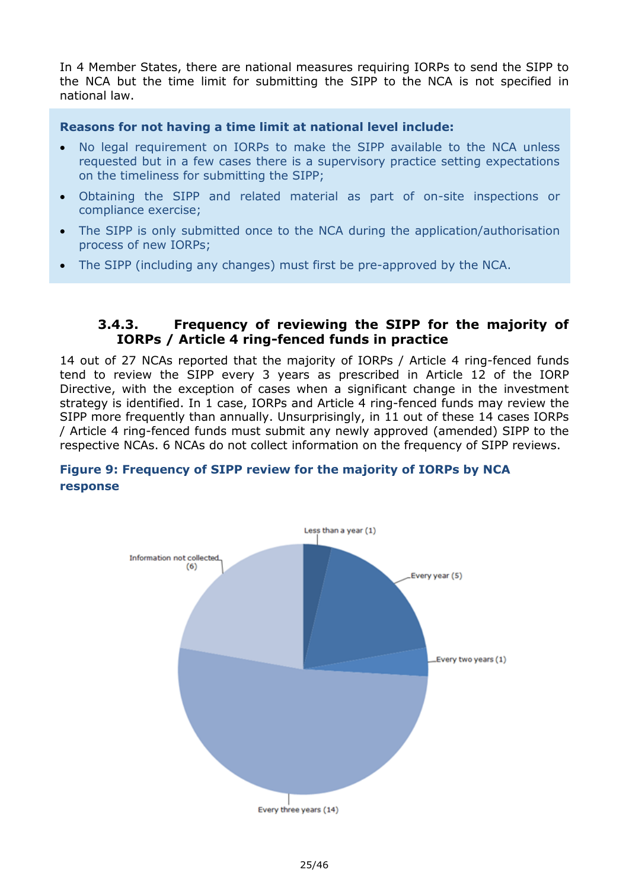In 4 Member States, there are national measures requiring IORPs to send the SIPP to the NCA but the time limit for submitting the SIPP to the NCA is not specified in national law.

**Reasons for not having a time limit at national level include:**

- No legal requirement on IORPs to make the SIPP available to the NCA unless requested but in a few cases there is a supervisory practice setting expectations on the timeliness for submitting the SIPP;
- Obtaining the SIPP and related material as part of on-site inspections or compliance exercise;
- The SIPP is only submitted once to the NCA during the application/authorisation process of new IORPs;
- The SIPP (including any changes) must first be pre-approved by the NCA.

### 3.4.3. Frequency of reviewing the SIPP for the majority of IORPs / Article 4 ring-fenced funds in practice

14 out of 27 NCAs reported that the majority of IORPs / Article 4 ring-fenced funds tend to review the SIPP every 3 years as prescribed in Article 12 of the IORP Directive, with the exception of cases when a significant change in the investment strategy is identified. In 1 case, IORPs and Article 4 ring-fenced funds may review the SIPP more frequently than annually. Unsurprisingly, in 11 out of these 14 cases IORPs / Article 4 ring-fenced funds must submit any newly approved (amended) SIPP to the respective NCAs. 6 NCAs do not collect information on the frequency of SIPP reviews.

**Figure 9: Frequency of SIPP review for the majority of IORPs by NCA response**

| Frequency | Number of NCAs |
|---|---|
| Less than a year | 1 |
| Every year | 5 |
| Every two years | 1 |
| Every three years | 14 |
| Information not collected | 6 |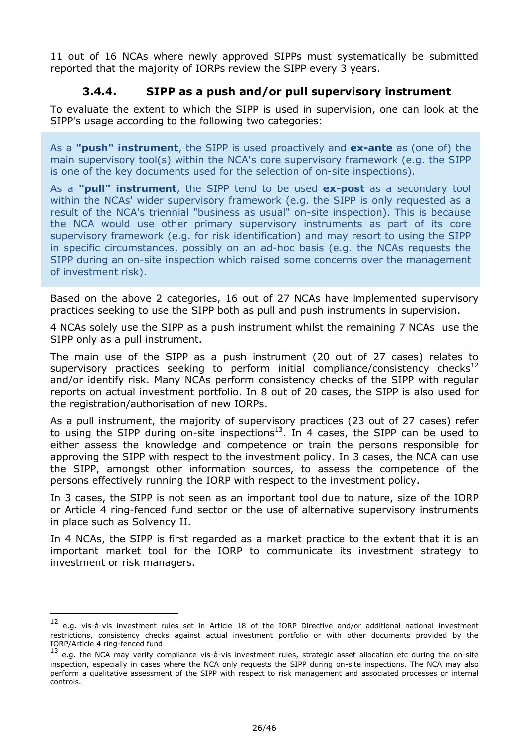11 out of 16 NCAs where newly approved SIPPs must systematically be submitted reported that the majority of IORPs review the SIPP every 3 years.

### 3.4.4. SIPP as a push and/or pull supervisory instrument

To evaluate the extent to which the SIPP is used in supervision, one can look at the SIPP's usage according to the following two categories:

> As a **"push" instrument**, the SIPP is used proactively and **ex-ante** as (one of) the main supervisory tool(s) within the NCA's core supervisory framework (e.g. the SIPP is one of the key documents used for the selection of on-site inspections).
>
> As a **"pull" instrument**, the SIPP tend to be used **ex-post** as a secondary tool within the NCAs' wider supervisory framework (e.g. the SIPP is only requested as a result of the NCA's triennial "business as usual" on-site inspection). This is because the NCA would use other primary supervisory instruments as part of its core supervisory framework (e.g. for risk identification) and may resort to using the SIPP in specific circumstances, possibly on an ad-hoc basis (e.g. the NCAs requests the SIPP during an on-site inspection which raised some concerns over the management of investment risk).

Based on the above 2 categories, 16 out of 27 NCAs have implemented supervisory practices seeking to use the SIPP both as pull and push instruments in supervision.

4 NCAs solely use the SIPP as a push instrument whilst the remaining 7 NCAs use the SIPP only as a pull instrument.

The main use of the SIPP as a push instrument (20 out of 27 cases) relates to supervisory practices seeking to perform initial compliance/consistency checks[12] and/or identify risk. Many NCAs perform consistency checks of the SIPP with regular reports on actual investment portfolio. In 8 out of 20 cases, the SIPP is also used for the registration/authorisation of new IORPs.

As a pull instrument, the majority of supervisory practices (23 out of 27 cases) refer to using the SIPP during on-site inspections[13]. In 4 cases, the SIPP can be used to either assess the knowledge and competence or train the persons responsible for approving the SIPP with respect to the investment policy. In 3 cases, the NCA can use the SIPP, amongst other information sources, to assess the competence of the persons effectively running the IORP with respect to the investment policy.

In 3 cases, the SIPP is not seen as an important tool due to nature, size of the IORP or Article 4 ring-fenced fund sector or the use of alternative supervisory instruments in place such as Solvency II.

In 4 NCAs, the SIPP is first regarded as a market practice to the extent that it is an important market tool for the IORP to communicate its investment strategy to investment or risk managers.

---

[12] e.g. vis-à-vis investment rules set in Article 18 of the IORP Directive and/or additional national investment restrictions, consistency checks against actual investment portfolio or with other documents provided by the IORP/Article 4 ring-fenced fund

[13] e.g. the NCA may verify compliance vis-à-vis investment rules, strategic asset allocation etc during the on-site inspection, especially in cases where the NCA only requests the SIPP during on-site inspections. The NCA may also perform a qualitative assessment of the SIPP with respect to risk management and associated processes or internal controls.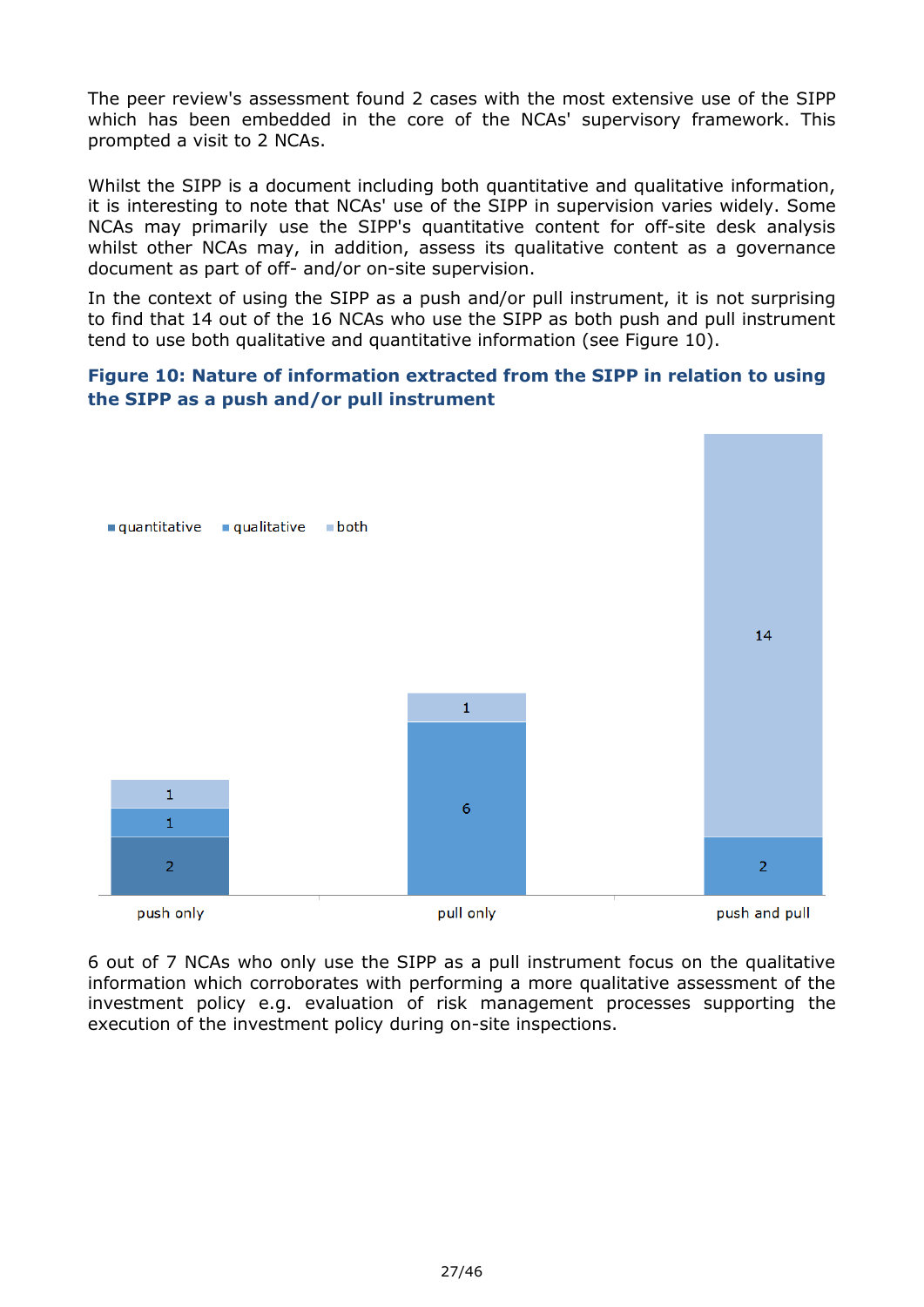The peer review's assessment found 2 cases with the most extensive use of the SIPP which has been embedded in the core of the NCAs' supervisory framework. This prompted a visit to 2 NCAs.

Whilst the SIPP is a document including both quantitative and qualitative information, it is interesting to note that NCAs' use of the SIPP in supervision varies widely. Some NCAs may primarily use the SIPP's quantitative content for off-site desk analysis whilst other NCAs may, in addition, assess its qualitative content as a governance document as part of off- and/or on-site supervision.

In the context of using the SIPP as a push and/or pull instrument, it is not surprising to find that 14 out of the 16 NCAs who use the SIPP as both push and pull instrument tend to use both qualitative and quantitative information (see Figure 10).

### Figure 10: Nature of information extracted from the SIPP in relation to using the SIPP as a push and/or pull instrument

| | quantitative | qualitative | both |
|---|---|---|---|
| push only | 2 | 1 | 1 |
| pull only | | 6 | 1 |
| push and pull | | 2 | 14 |

6 out of 7 NCAs who only use the SIPP as a pull instrument focus on the qualitative information which corroborates with performing a more qualitative assessment of the investment policy e.g. evaluation of risk management processes supporting the execution of the investment policy during on-site inspections.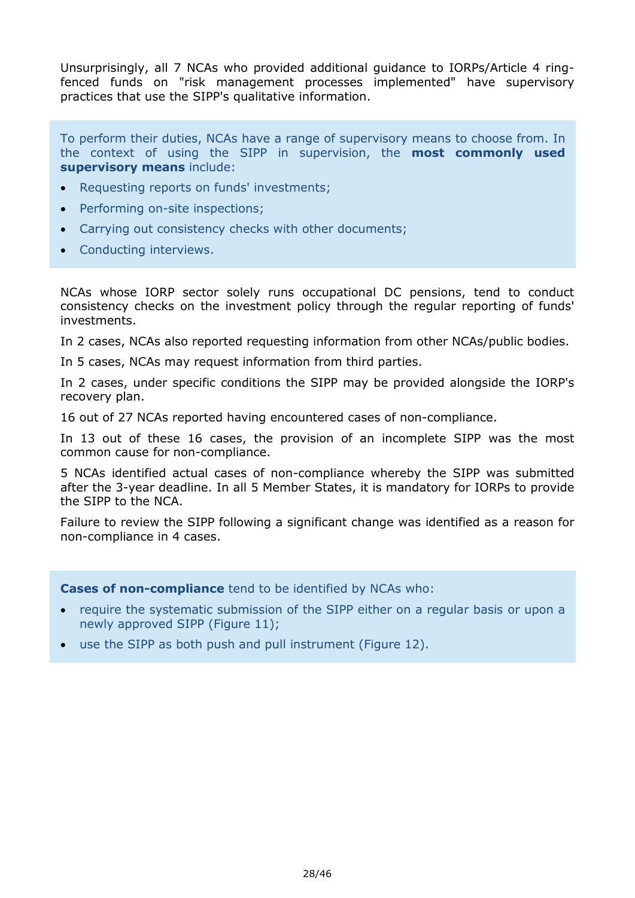Unsurprisingly, all 7 NCAs who provided additional guidance to IORPs/Article 4 ring-fenced funds on "risk management processes implemented" have supervisory practices that use the SIPP's qualitative information.

> To perform their duties, NCAs have a range of supervisory means to choose from. In the context of using the SIPP in supervision, the **most commonly used supervisory means** include:
>
> - Requesting reports on funds' investments;
> - Performing on-site inspections;
> - Carrying out consistency checks with other documents;
> - Conducting interviews.

NCAs whose IORP sector solely runs occupational DC pensions, tend to conduct consistency checks on the investment policy through the regular reporting of funds' investments.

In 2 cases, NCAs also reported requesting information from other NCAs/public bodies.

In 5 cases, NCAs may request information from third parties.

In 2 cases, under specific conditions the SIPP may be provided alongside the IORP's recovery plan.

16 out of 27 NCAs reported having encountered cases of non-compliance.

In 13 out of these 16 cases, the provision of an incomplete SIPP was the most common cause for non-compliance.

5 NCAs identified actual cases of non-compliance whereby the SIPP was submitted after the 3-year deadline. In all 5 Member States, it is mandatory for IORPs to provide the SIPP to the NCA.

Failure to review the SIPP following a significant change was identified as a reason for non-compliance in 4 cases.

> **Cases of non-compliance** tend to be identified by NCAs who:
>
> - require the systematic submission of the SIPP either on a regular basis or upon a newly approved SIPP (Figure 11);
> - use the SIPP as both push and pull instrument (Figure 12).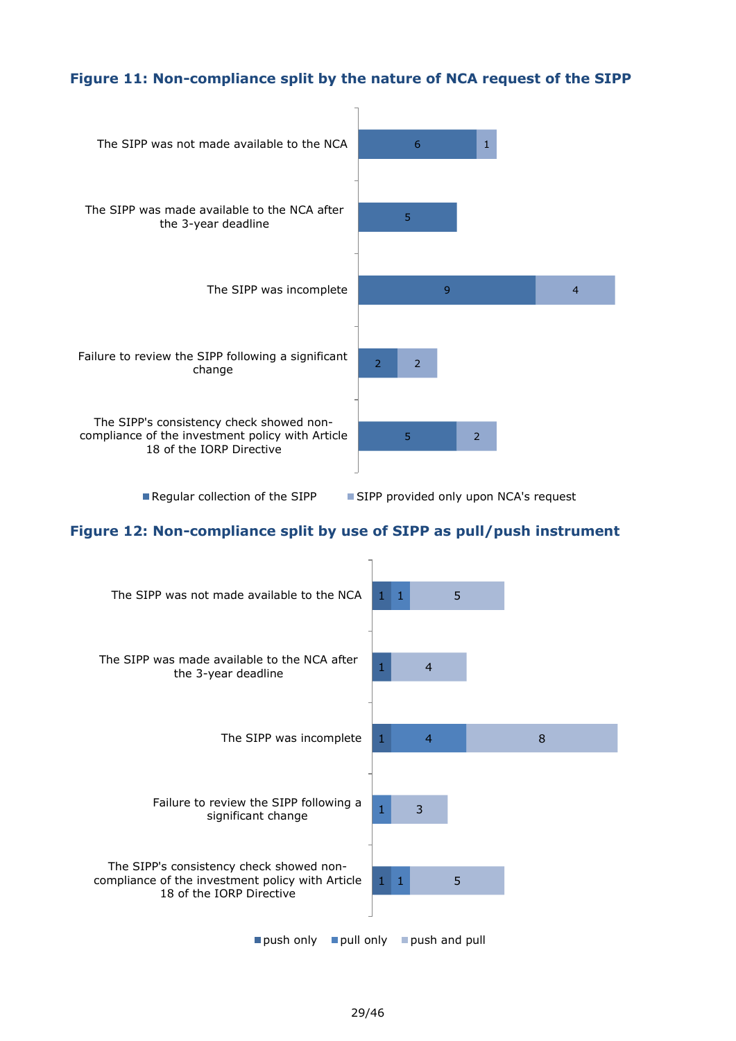### Figure 11: Non-compliance split by the nature of NCA request of the SIPP

| | Regular collection of the SIPP | SIPP provided only upon NCA's request |
|---|---|---|
| The SIPP was not made available to the NCA | 6 | 1 |
| The SIPP was made available to the NCA after the 3-year deadline | 5 | |
| The SIPP was incomplete | 9 | 4 |
| Failure to review the SIPP following a significant change | 2 | 2 |
| The SIPP's consistency check showed non-compliance of the investment policy with Article 18 of the IORP Directive | 5 | 2 |

### Figure 12: Non-compliance split by use of SIPP as pull/push instrument

| | push only | pull only | push and pull |
|---|---|---|---|
| The SIPP was not made available to the NCA | 1 | 1 | 5 |
| The SIPP was made available to the NCA after the 3-year deadline | 1 | | 4 |
| The SIPP was incomplete | 1 | 4 | 8 |
| Failure to review the SIPP following a significant change | | 1 | 3 |
| The SIPP's consistency check showed non-compliance of the investment policy with Article 18 of the IORP Directive | 1 | 1 | 5 |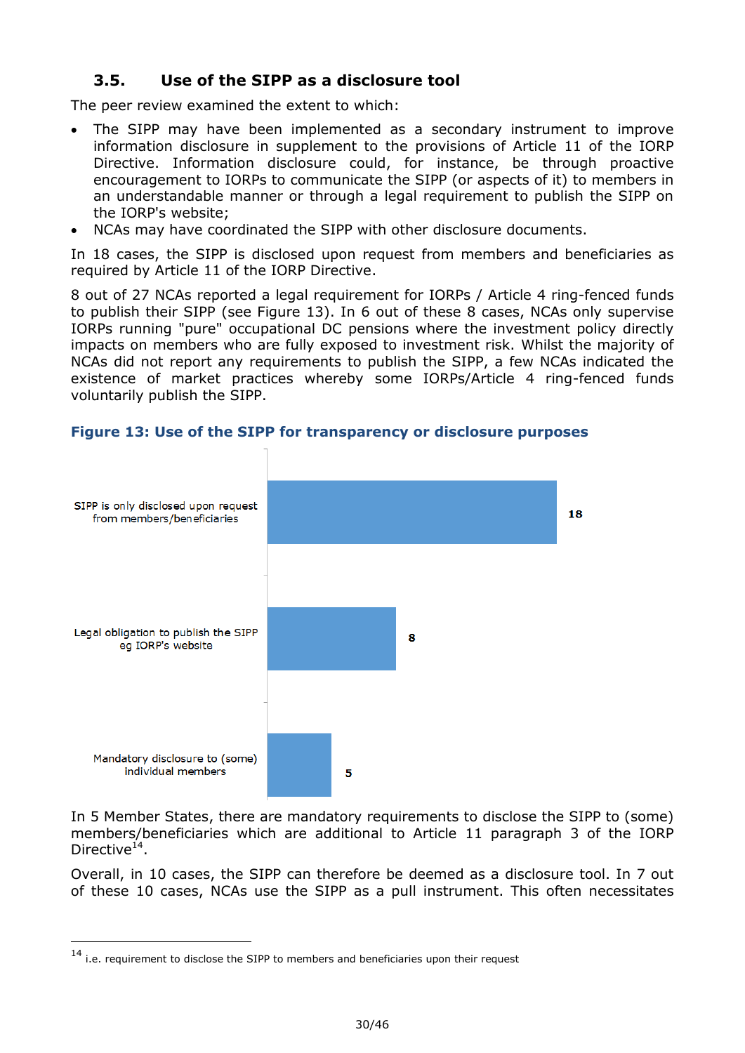### 3.5. Use of the SIPP as a disclosure tool

The peer review examined the extent to which:

- The SIPP may have been implemented as a secondary instrument to improve information disclosure in supplement to the provisions of Article 11 of the IORP Directive. Information disclosure could, for instance, be through proactive encouragement to IORPs to communicate the SIPP (or aspects of it) to members in an understandable manner or through a legal requirement to publish the SIPP on the IORP's website;
- NCAs may have coordinated the SIPP with other disclosure documents.

In 18 cases, the SIPP is disclosed upon request from members and beneficiaries as required by Article 11 of the IORP Directive.

8 out of 27 NCAs reported a legal requirement for IORPs / Article 4 ring-fenced funds to publish their SIPP (see Figure 13). In 6 out of these 8 cases, NCAs only supervise IORPs running "pure" occupational DC pensions where the investment policy directly impacts on members who are fully exposed to investment risk. Whilst the majority of NCAs did not report any requirements to publish the SIPP, a few NCAs indicated the existence of market practices whereby some IORPs/Article 4 ring-fenced funds voluntarily publish the SIPP.

**Figure 13: Use of the SIPP for transparency or disclosure purposes**

| Category | Number |
|---|---|
| SIPP is only disclosed upon request from members/beneficiaries | 18 |
| Legal obligation to publish the SIPP eg IORP's website | 8 |
| Mandatory disclosure to (some) individual members | 5 |

In 5 Member States, there are mandatory requirements to disclose the SIPP to (some) members/beneficiaries which are additional to Article 11 paragraph 3 of the IORP Directive[14].

Overall, in 10 cases, the SIPP can therefore be deemed as a disclosure tool. In 7 out of these 10 cases, NCAs use the SIPP as a pull instrument. This often necessitates

[14] i.e. requirement to disclose the SIPP to members and beneficiaries upon their request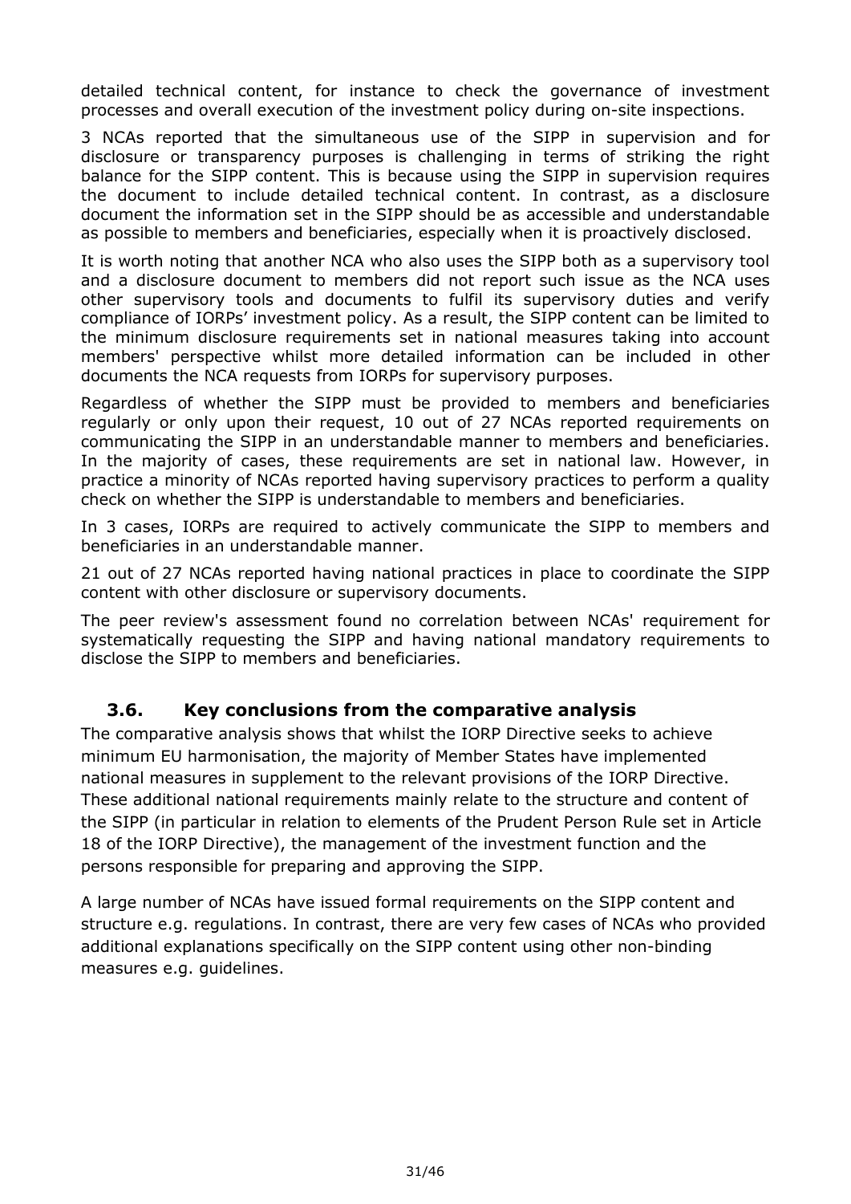detailed technical content, for instance to check the governance of investment processes and overall execution of the investment policy during on-site inspections.

3 NCAs reported that the simultaneous use of the SIPP in supervision and for disclosure or transparency purposes is challenging in terms of striking the right balance for the SIPP content. This is because using the SIPP in supervision requires the document to include detailed technical content. In contrast, as a disclosure document the information set in the SIPP should be as accessible and understandable as possible to members and beneficiaries, especially when it is proactively disclosed.

It is worth noting that another NCA who also uses the SIPP both as a supervisory tool and a disclosure document to members did not report such issue as the NCA uses other supervisory tools and documents to fulfil its supervisory duties and verify compliance of IORPs' investment policy. As a result, the SIPP content can be limited to the minimum disclosure requirements set in national measures taking into account members' perspective whilst more detailed information can be included in other documents the NCA requests from IORPs for supervisory purposes.

Regardless of whether the SIPP must be provided to members and beneficiaries regularly or only upon their request, 10 out of 27 NCAs reported requirements on communicating the SIPP in an understandable manner to members and beneficiaries. In the majority of cases, these requirements are set in national law. However, in practice a minority of NCAs reported having supervisory practices to perform a quality check on whether the SIPP is understandable to members and beneficiaries.

In 3 cases, IORPs are required to actively communicate the SIPP to members and beneficiaries in an understandable manner.

21 out of 27 NCAs reported having national practices in place to coordinate the SIPP content with other disclosure or supervisory documents.

The peer review's assessment found no correlation between NCAs' requirement for systematically requesting the SIPP and having national mandatory requirements to disclose the SIPP to members and beneficiaries.

### 3.6. Key conclusions from the comparative analysis

The comparative analysis shows that whilst the IORP Directive seeks to achieve minimum EU harmonisation, the majority of Member States have implemented national measures in supplement to the relevant provisions of the IORP Directive. These additional national requirements mainly relate to the structure and content of the SIPP (in particular in relation to elements of the Prudent Person Rule set in Article 18 of the IORP Directive), the management of the investment function and the persons responsible for preparing and approving the SIPP.

A large number of NCAs have issued formal requirements on the SIPP content and structure e.g. regulations. In contrast, there are very few cases of NCAs who provided additional explanations specifically on the SIPP content using other non-binding measures e.g. guidelines.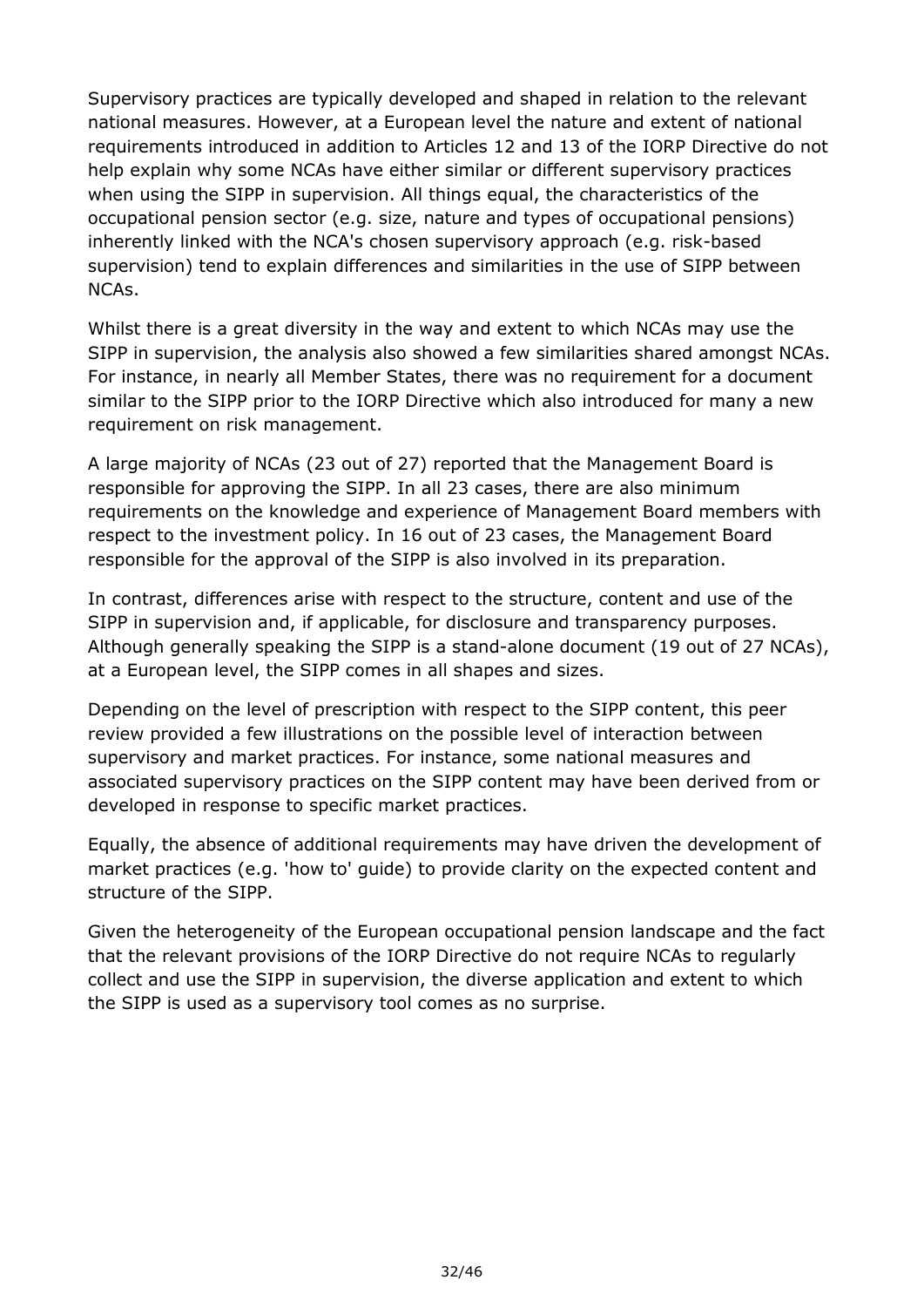Supervisory practices are typically developed and shaped in relation to the relevant national measures. However, at a European level the nature and extent of national requirements introduced in addition to Articles 12 and 13 of the IORP Directive do not help explain why some NCAs have either similar or different supervisory practices when using the SIPP in supervision. All things equal, the characteristics of the occupational pension sector (e.g. size, nature and types of occupational pensions) inherently linked with the NCA's chosen supervisory approach (e.g. risk-based supervision) tend to explain differences and similarities in the use of SIPP between NCAs.

Whilst there is a great diversity in the way and extent to which NCAs may use the SIPP in supervision, the analysis also showed a few similarities shared amongst NCAs. For instance, in nearly all Member States, there was no requirement for a document similar to the SIPP prior to the IORP Directive which also introduced for many a new requirement on risk management.

A large majority of NCAs (23 out of 27) reported that the Management Board is responsible for approving the SIPP. In all 23 cases, there are also minimum requirements on the knowledge and experience of Management Board members with respect to the investment policy. In 16 out of 23 cases, the Management Board responsible for the approval of the SIPP is also involved in its preparation.

In contrast, differences arise with respect to the structure, content and use of the SIPP in supervision and, if applicable, for disclosure and transparency purposes. Although generally speaking the SIPP is a stand-alone document (19 out of 27 NCAs), at a European level, the SIPP comes in all shapes and sizes.

Depending on the level of prescription with respect to the SIPP content, this peer review provided a few illustrations on the possible level of interaction between supervisory and market practices. For instance, some national measures and associated supervisory practices on the SIPP content may have been derived from or developed in response to specific market practices.

Equally, the absence of additional requirements may have driven the development of market practices (e.g. 'how to' guide) to provide clarity on the expected content and structure of the SIPP.

Given the heterogeneity of the European occupational pension landscape and the fact that the relevant provisions of the IORP Directive do not require NCAs to regularly collect and use the SIPP in supervision, the diverse application and extent to which the SIPP is used as a supervisory tool comes as no surprise.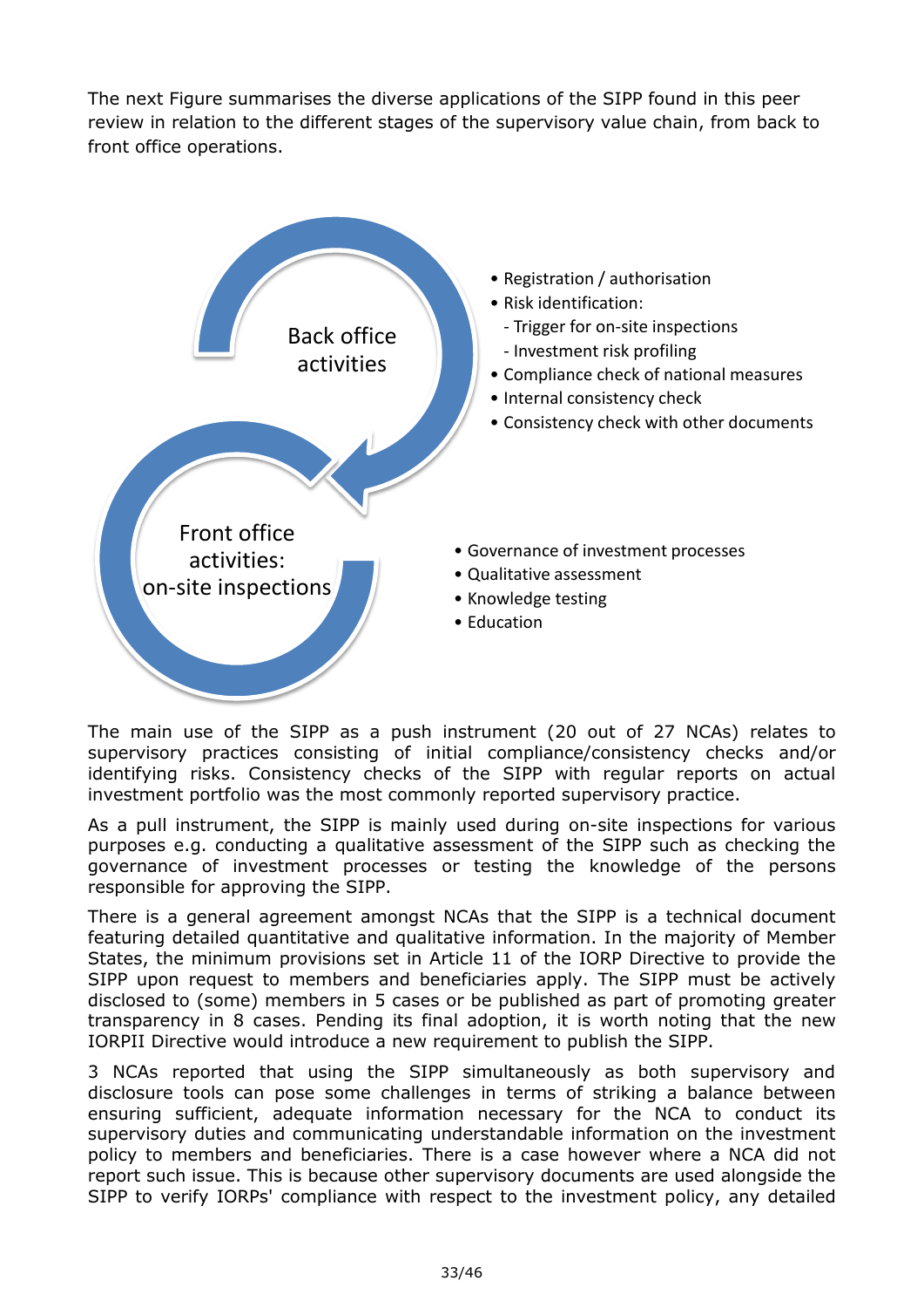The next Figure summarises the diverse applications of the SIPP found in this peer review in relation to the different stages of the supervisory value chain, from back to front office operations.

Back office activities

- Registration / authorisation
- Risk identification:
  - Trigger for on-site inspections
  - Investment risk profiling
- Compliance check of national measures
- Internal consistency check
- Consistency check with other documents

Front office activities: on-site inspections

- Governance of investment processes
- Qualitative assessment
- Knowledge testing
- Education

The main use of the SIPP as a push instrument (20 out of 27 NCAs) relates to supervisory practices consisting of initial compliance/consistency checks and/or identifying risks. Consistency checks of the SIPP with regular reports on actual investment portfolio was the most commonly reported supervisory practice.

As a pull instrument, the SIPP is mainly used during on-site inspections for various purposes e.g. conducting a qualitative assessment of the SIPP such as checking the governance of investment processes or testing the knowledge of the persons responsible for approving the SIPP.

There is a general agreement amongst NCAs that the SIPP is a technical document featuring detailed quantitative and qualitative information. In the majority of Member States, the minimum provisions set in Article 11 of the IORP Directive to provide the SIPP upon request to members and beneficiaries apply. The SIPP must be actively disclosed to (some) members in 5 cases or be published as part of promoting greater transparency in 8 cases. Pending its final adoption, it is worth noting that the new IORPII Directive would introduce a new requirement to publish the SIPP.

3 NCAs reported that using the SIPP simultaneously as both supervisory and disclosure tools can pose some challenges in terms of striking a balance between ensuring sufficient, adequate information necessary for the NCA to conduct its supervisory duties and communicating understandable information on the investment policy to members and beneficiaries. There is a case however where a NCA did not report such issue. This is because other supervisory documents are used alongside the SIPP to verify IORPs' compliance with respect to the investment policy, any detailed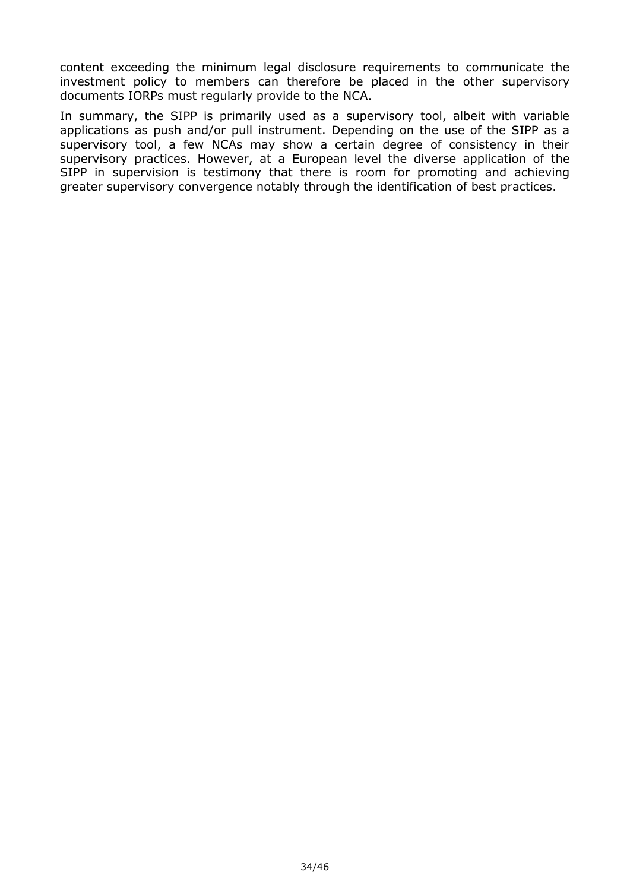content exceeding the minimum legal disclosure requirements to communicate the investment policy to members can therefore be placed in the other supervisory documents IORPs must regularly provide to the NCA.

In summary, the SIPP is primarily used as a supervisory tool, albeit with variable applications as push and/or pull instrument. Depending on the use of the SIPP as a supervisory tool, a few NCAs may show a certain degree of consistency in their supervisory practices. However, at a European level the diverse application of the SIPP in supervision is testimony that there is room for promoting and achieving greater supervisory convergence notably through the identification of best practices.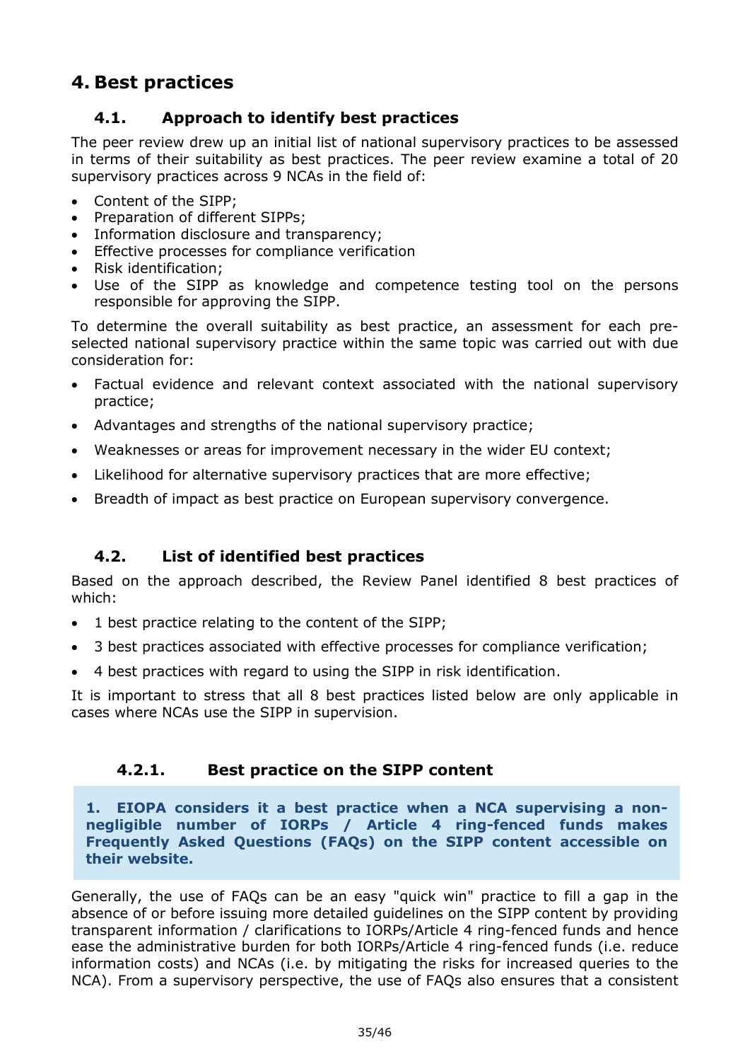# 4. Best practices

## 4.1. Approach to identify best practices

The peer review drew up an initial list of national supervisory practices to be assessed in terms of their suitability as best practices. The peer review examine a total of 20 supervisory practices across 9 NCAs in the field of:

- Content of the SIPP;
- Preparation of different SIPPs;
- Information disclosure and transparency;
- Effective processes for compliance verification
- Risk identification;
- Use of the SIPP as knowledge and competence testing tool on the persons responsible for approving the SIPP.

To determine the overall suitability as best practice, an assessment for each pre-selected national supervisory practice within the same topic was carried out with due consideration for:

- Factual evidence and relevant context associated with the national supervisory practice;
- Advantages and strengths of the national supervisory practice;
- Weaknesses or areas for improvement necessary in the wider EU context;
- Likelihood for alternative supervisory practices that are more effective;
- Breadth of impact as best practice on European supervisory convergence.

## 4.2. List of identified best practices

Based on the approach described, the Review Panel identified 8 best practices of which:

- 1 best practice relating to the content of the SIPP;
- 3 best practices associated with effective processes for compliance verification;
- 4 best practices with regard to using the SIPP in risk identification.

It is important to stress that all 8 best practices listed below are only applicable in cases where NCAs use the SIPP in supervision.

### 4.2.1. Best practice on the SIPP content

> **1. EIOPA considers it a best practice when a NCA supervising a non-negligible number of IORPs / Article 4 ring-fenced funds makes Frequently Asked Questions (FAQs) on the SIPP content accessible on their website.**

Generally, the use of FAQs can be an easy "quick win" practice to fill a gap in the absence of or before issuing more detailed guidelines on the SIPP content by providing transparent information / clarifications to IORPs/Article 4 ring-fenced funds and hence ease the administrative burden for both IORPs/Article 4 ring-fenced funds (i.e. reduce information costs) and NCAs (i.e. by mitigating the risks for increased queries to the NCA). From a supervisory perspective, the use of FAQs also ensures that a consistent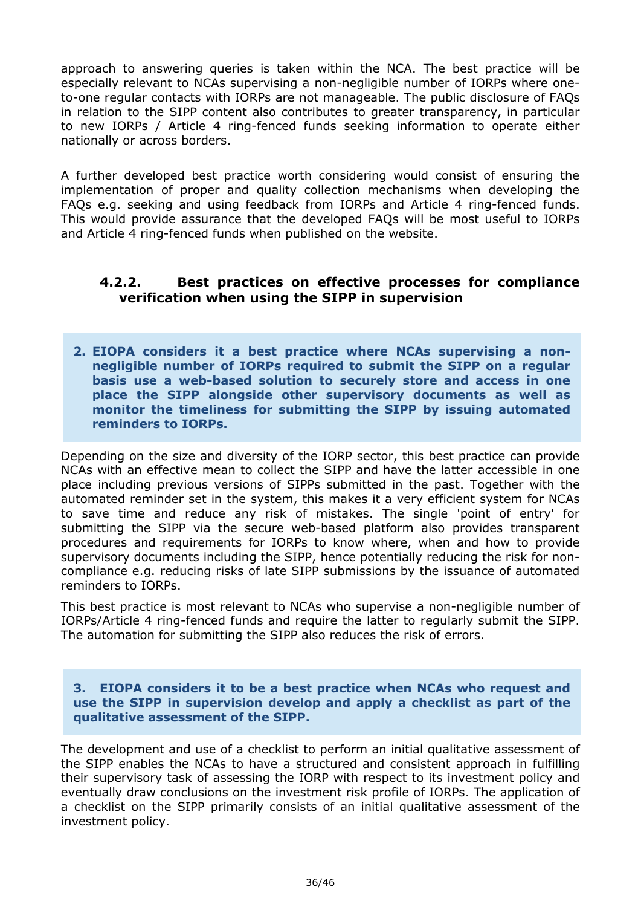approach to answering queries is taken within the NCA. The best practice will be especially relevant to NCAs supervising a non-negligible number of IORPs where one-to-one regular contacts with IORPs are not manageable. The public disclosure of FAQs in relation to the SIPP content also contributes to greater transparency, in particular to new IORPs / Article 4 ring-fenced funds seeking information to operate either nationally or across borders.

A further developed best practice worth considering would consist of ensuring the implementation of proper and quality collection mechanisms when developing the FAQs e.g. seeking and using feedback from IORPs and Article 4 ring-fenced funds. This would provide assurance that the developed FAQs will be most useful to IORPs and Article 4 ring-fenced funds when published on the website.

### 4.2.2. Best practices on effective processes for compliance verification when using the SIPP in supervision

**2. EIOPA considers it a best practice where NCAs supervising a non-negligible number of IORPs required to submit the SIPP on a regular basis use a web-based solution to securely store and access in one place the SIPP alongside other supervisory documents as well as monitor the timeliness for submitting the SIPP by issuing automated reminders to IORPs.**

Depending on the size and diversity of the IORP sector, this best practice can provide NCAs with an effective mean to collect the SIPP and have the latter accessible in one place including previous versions of SIPPs submitted in the past. Together with the automated reminder set in the system, this makes it a very efficient system for NCAs to save time and reduce any risk of mistakes. The single 'point of entry' for submitting the SIPP via the secure web-based platform also provides transparent procedures and requirements for IORPs to know where, when and how to provide supervisory documents including the SIPP, hence potentially reducing the risk for non-compliance e.g. reducing risks of late SIPP submissions by the issuance of automated reminders to IORPs.

This best practice is most relevant to NCAs who supervise a non-negligible number of IORPs/Article 4 ring-fenced funds and require the latter to regularly submit the SIPP. The automation for submitting the SIPP also reduces the risk of errors.

**3. EIOPA considers it to be a best practice when NCAs who request and use the SIPP in supervision develop and apply a checklist as part of the qualitative assessment of the SIPP.**

The development and use of a checklist to perform an initial qualitative assessment of the SIPP enables the NCAs to have a structured and consistent approach in fulfilling their supervisory task of assessing the IORP with respect to its investment policy and eventually draw conclusions on the investment risk profile of IORPs. The application of a checklist on the SIPP primarily consists of an initial qualitative assessment of the investment policy.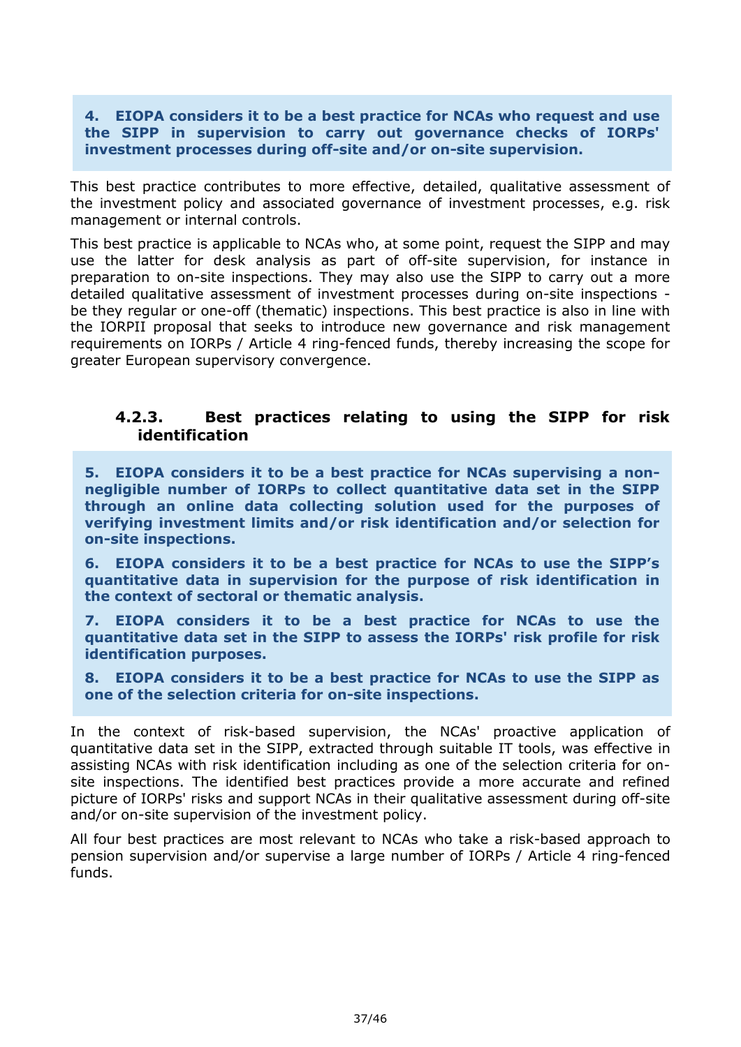**4. EIOPA considers it to be a best practice for NCAs who request and use the SIPP in supervision to carry out governance checks of IORPs' investment processes during off-site and/or on-site supervision.**

This best practice contributes to more effective, detailed, qualitative assessment of the investment policy and associated governance of investment processes, e.g. risk management or internal controls.

This best practice is applicable to NCAs who, at some point, request the SIPP and may use the latter for desk analysis as part of off-site supervision, for instance in preparation to on-site inspections. They may also use the SIPP to carry out a more detailed qualitative assessment of investment processes during on-site inspections - be they regular or one-off (thematic) inspections. This best practice is also in line with the IORPII proposal that seeks to introduce new governance and risk management requirements on IORPs / Article 4 ring-fenced funds, thereby increasing the scope for greater European supervisory convergence.

### 4.2.3. Best practices relating to using the SIPP for risk identification

**5. EIOPA considers it to be a best practice for NCAs supervising a non-negligible number of IORPs to collect quantitative data set in the SIPP through an online data collecting solution used for the purposes of verifying investment limits and/or risk identification and/or selection for on-site inspections.**

**6. EIOPA considers it to be a best practice for NCAs to use the SIPP's quantitative data in supervision for the purpose of risk identification in the context of sectoral or thematic analysis.**

**7. EIOPA considers it to be a best practice for NCAs to use the quantitative data set in the SIPP to assess the IORPs' risk profile for risk identification purposes.**

**8. EIOPA considers it to be a best practice for NCAs to use the SIPP as one of the selection criteria for on-site inspections.**

In the context of risk-based supervision, the NCAs' proactive application of quantitative data set in the SIPP, extracted through suitable IT tools, was effective in assisting NCAs with risk identification including as one of the selection criteria for on-site inspections. The identified best practices provide a more accurate and refined picture of IORPs' risks and support NCAs in their qualitative assessment during off-site and/or on-site supervision of the investment policy.

All four best practices are most relevant to NCAs who take a risk-based approach to pension supervision and/or supervise a large number of IORPs / Article 4 ring-fenced funds.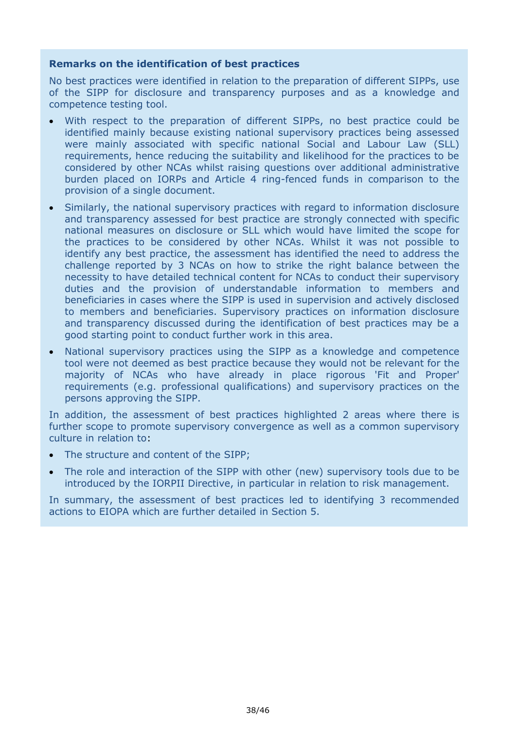**Remarks on the identification of best practices**

No best practices were identified in relation to the preparation of different SIPPs, use of the SIPP for disclosure and transparency purposes and as a knowledge and competence testing tool.

- With respect to the preparation of different SIPPs, no best practice could be identified mainly because existing national supervisory practices being assessed were mainly associated with specific national Social and Labour Law (SLL) requirements, hence reducing the suitability and likelihood for the practices to be considered by other NCAs whilst raising questions over additional administrative burden placed on IORPs and Article 4 ring-fenced funds in comparison to the provision of a single document.
- Similarly, the national supervisory practices with regard to information disclosure and transparency assessed for best practice are strongly connected with specific national measures on disclosure or SLL which would have limited the scope for the practices to be considered by other NCAs. Whilst it was not possible to identify any best practice, the assessment has identified the need to address the challenge reported by 3 NCAs on how to strike the right balance between the necessity to have detailed technical content for NCAs to conduct their supervisory duties and the provision of understandable information to members and beneficiaries in cases where the SIPP is used in supervision and actively disclosed to members and beneficiaries. Supervisory practices on information disclosure and transparency discussed during the identification of best practices may be a good starting point to conduct further work in this area.
- National supervisory practices using the SIPP as a knowledge and competence tool were not deemed as best practice because they would not be relevant for the majority of NCAs who have already in place rigorous 'Fit and Proper' requirements (e.g. professional qualifications) and supervisory practices on the persons approving the SIPP.

In addition, the assessment of best practices highlighted 2 areas where there is further scope to promote supervisory convergence as well as a common supervisory culture in relation to:

- The structure and content of the SIPP;
- The role and interaction of the SIPP with other (new) supervisory tools due to be introduced by the IORPII Directive, in particular in relation to risk management.

In summary, the assessment of best practices led to identifying 3 recommended actions to EIOPA which are further detailed in Section 5.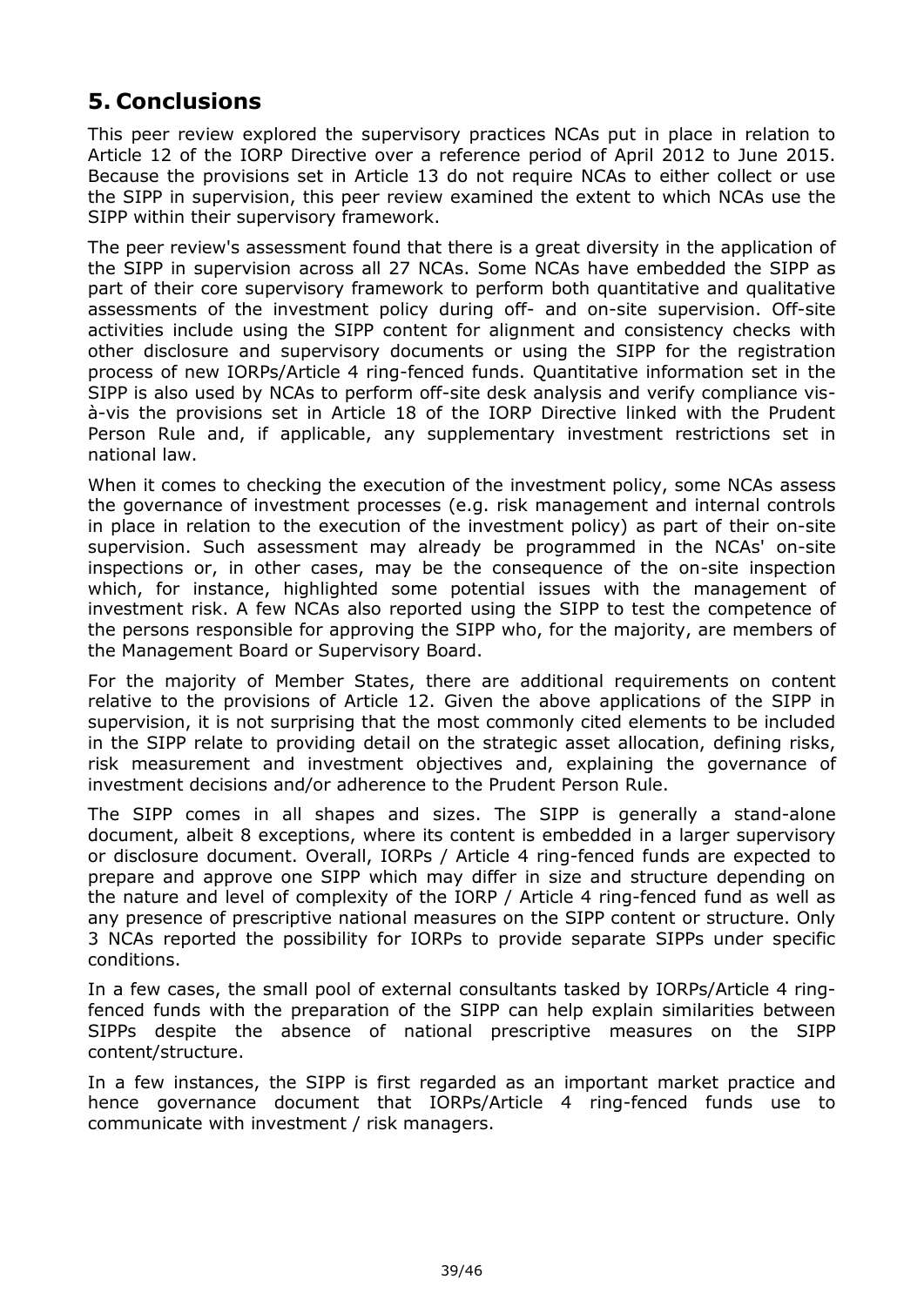## 5. Conclusions

This peer review explored the supervisory practices NCAs put in place in relation to Article 12 of the IORP Directive over a reference period of April 2012 to June 2015. Because the provisions set in Article 13 do not require NCAs to either collect or use the SIPP in supervision, this peer review examined the extent to which NCAs use the SIPP within their supervisory framework.

The peer review's assessment found that there is a great diversity in the application of the SIPP in supervision across all 27 NCAs. Some NCAs have embedded the SIPP as part of their core supervisory framework to perform both quantitative and qualitative assessments of the investment policy during off- and on-site supervision. Off-site activities include using the SIPP content for alignment and consistency checks with other disclosure and supervisory documents or using the SIPP for the registration process of new IORPs/Article 4 ring-fenced funds. Quantitative information set in the SIPP is also used by NCAs to perform off-site desk analysis and verify compliance vis-à-vis the provisions set in Article 18 of the IORP Directive linked with the Prudent Person Rule and, if applicable, any supplementary investment restrictions set in national law.

When it comes to checking the execution of the investment policy, some NCAs assess the governance of investment processes (e.g. risk management and internal controls in place in relation to the execution of the investment policy) as part of their on-site supervision. Such assessment may already be programmed in the NCAs' on-site inspections or, in other cases, may be the consequence of the on-site inspection which, for instance, highlighted some potential issues with the management of investment risk. A few NCAs also reported using the SIPP to test the competence of the persons responsible for approving the SIPP who, for the majority, are members of the Management Board or Supervisory Board.

For the majority of Member States, there are additional requirements on content relative to the provisions of Article 12. Given the above applications of the SIPP in supervision, it is not surprising that the most commonly cited elements to be included in the SIPP relate to providing detail on the strategic asset allocation, defining risks, risk measurement and investment objectives and, explaining the governance of investment decisions and/or adherence to the Prudent Person Rule.

The SIPP comes in all shapes and sizes. The SIPP is generally a stand-alone document, albeit 8 exceptions, where its content is embedded in a larger supervisory or disclosure document. Overall, IORPs / Article 4 ring-fenced funds are expected to prepare and approve one SIPP which may differ in size and structure depending on the nature and level of complexity of the IORP / Article 4 ring-fenced fund as well as any presence of prescriptive national measures on the SIPP content or structure. Only 3 NCAs reported the possibility for IORPs to provide separate SIPPs under specific conditions.

In a few cases, the small pool of external consultants tasked by IORPs/Article 4 ring-fenced funds with the preparation of the SIPP can help explain similarities between SIPPs despite the absence of national prescriptive measures on the SIPP content/structure.

In a few instances, the SIPP is first regarded as an important market practice and hence governance document that IORPs/Article 4 ring-fenced funds use to communicate with investment / risk managers.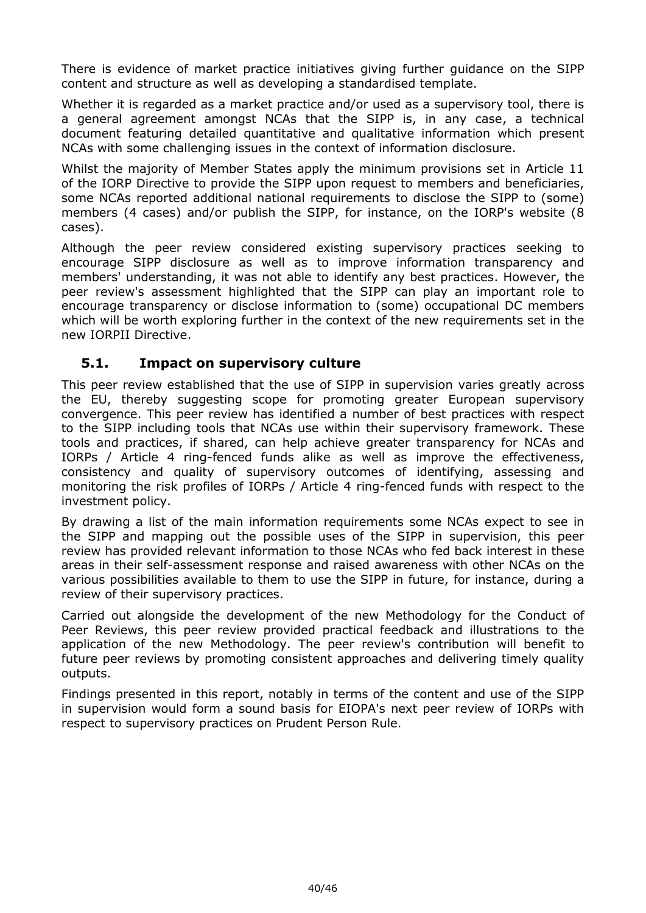There is evidence of market practice initiatives giving further guidance on the SIPP content and structure as well as developing a standardised template.

Whether it is regarded as a market practice and/or used as a supervisory tool, there is a general agreement amongst NCAs that the SIPP is, in any case, a technical document featuring detailed quantitative and qualitative information which present NCAs with some challenging issues in the context of information disclosure.

Whilst the majority of Member States apply the minimum provisions set in Article 11 of the IORP Directive to provide the SIPP upon request to members and beneficiaries, some NCAs reported additional national requirements to disclose the SIPP to (some) members (4 cases) and/or publish the SIPP, for instance, on the IORP's website (8 cases).

Although the peer review considered existing supervisory practices seeking to encourage SIPP disclosure as well as to improve information transparency and members' understanding, it was not able to identify any best practices. However, the peer review's assessment highlighted that the SIPP can play an important role to encourage transparency or disclose information to (some) occupational DC members which will be worth exploring further in the context of the new requirements set in the new IORPII Directive.

## 5.1. Impact on supervisory culture

This peer review established that the use of SIPP in supervision varies greatly across the EU, thereby suggesting scope for promoting greater European supervisory convergence. This peer review has identified a number of best practices with respect to the SIPP including tools that NCAs use within their supervisory framework. These tools and practices, if shared, can help achieve greater transparency for NCAs and IORPs / Article 4 ring-fenced funds alike as well as improve the effectiveness, consistency and quality of supervisory outcomes of identifying, assessing and monitoring the risk profiles of IORPs / Article 4 ring-fenced funds with respect to the investment policy.

By drawing a list of the main information requirements some NCAs expect to see in the SIPP and mapping out the possible uses of the SIPP in supervision, this peer review has provided relevant information to those NCAs who fed back interest in these areas in their self-assessment response and raised awareness with other NCAs on the various possibilities available to them to use the SIPP in future, for instance, during a review of their supervisory practices.

Carried out alongside the development of the new Methodology for the Conduct of Peer Reviews, this peer review provided practical feedback and illustrations to the application of the new Methodology. The peer review's contribution will benefit to future peer reviews by promoting consistent approaches and delivering timely quality outputs.

Findings presented in this report, notably in terms of the content and use of the SIPP in supervision would form a sound basis for EIOPA's next peer review of IORPs with respect to supervisory practices on Prudent Person Rule.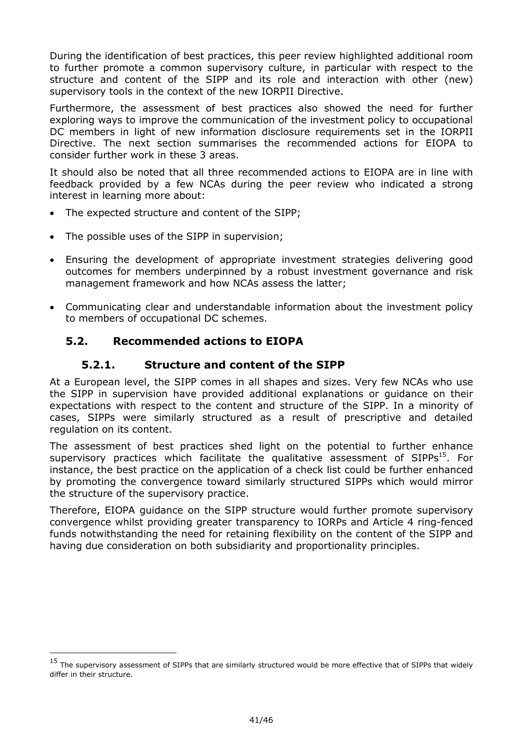During the identification of best practices, this peer review highlighted additional room to further promote a common supervisory culture, in particular with respect to the structure and content of the SIPP and its role and interaction with other (new) supervisory tools in the context of the new IORPII Directive.

Furthermore, the assessment of best practices also showed the need for further exploring ways to improve the communication of the investment policy to occupational DC members in light of new information disclosure requirements set in the IORPII Directive. The next section summarises the recommended actions for EIOPA to consider further work in these 3 areas.

It should also be noted that all three recommended actions to EIOPA are in line with feedback provided by a few NCAs during the peer review who indicated a strong interest in learning more about:

- The expected structure and content of the SIPP;
- The possible uses of the SIPP in supervision;
- Ensuring the development of appropriate investment strategies delivering good outcomes for members underpinned by a robust investment governance and risk management framework and how NCAs assess the latter;
- Communicating clear and understandable information about the investment policy to members of occupational DC schemes.

## 5.2. Recommended actions to EIOPA

### 5.2.1. Structure and content of the SIPP

At a European level, the SIPP comes in all shapes and sizes. Very few NCAs who use the SIPP in supervision have provided additional explanations or guidance on their expectations with respect to the content and structure of the SIPP. In a minority of cases, SIPPs were similarly structured as a result of prescriptive and detailed regulation on its content.

The assessment of best practices shed light on the potential to further enhance supervisory practices which facilitate the qualitative assessment of SIPPs[15]. For instance, the best practice on the application of a check list could be further enhanced by promoting the convergence toward similarly structured SIPPs which would mirror the structure of the supervisory practice.

Therefore, EIOPA guidance on the SIPP structure would further promote supervisory convergence whilst providing greater transparency to IORPs and Article 4 ring-fenced funds notwithstanding the need for retaining flexibility on the content of the SIPP and having due consideration on both subsidiarity and proportionality principles.

[15] The supervisory assessment of SIPPs that are similarly structured would be more effective that of SIPPs that widely differ in their structure.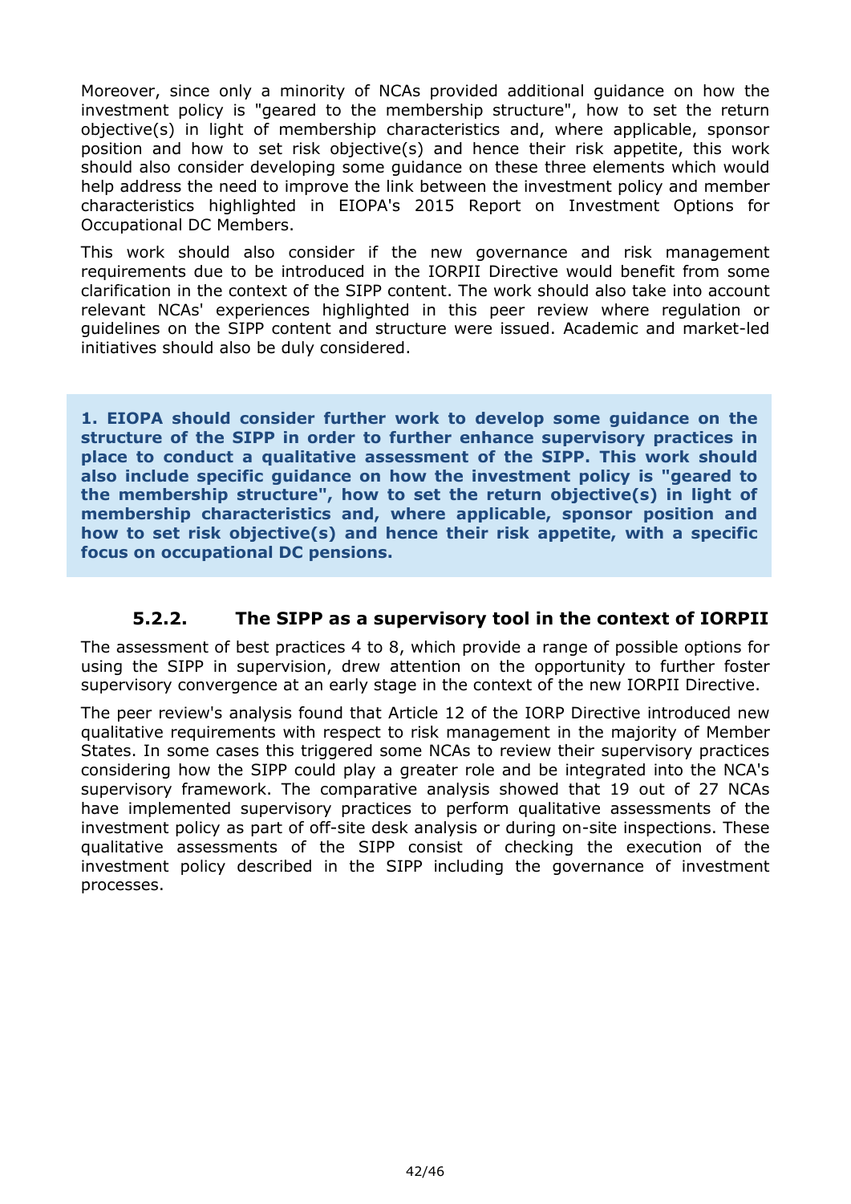Moreover, since only a minority of NCAs provided additional guidance on how the investment policy is "geared to the membership structure", how to set the return objective(s) in light of membership characteristics and, where applicable, sponsor position and how to set risk objective(s) and hence their risk appetite, this work should also consider developing some guidance on these three elements which would help address the need to improve the link between the investment policy and member characteristics highlighted in EIOPA's 2015 Report on Investment Options for Occupational DC Members.

This work should also consider if the new governance and risk management requirements due to be introduced in the IORPII Directive would benefit from some clarification in the context of the SIPP content. The work should also take into account relevant NCAs' experiences highlighted in this peer review where regulation or guidelines on the SIPP content and structure were issued. Academic and market-led initiatives should also be duly considered.

**1. EIOPA should consider further work to develop some guidance on the structure of the SIPP in order to further enhance supervisory practices in place to conduct a qualitative assessment of the SIPP. This work should also include specific guidance on how the investment policy is "geared to the membership structure", how to set the return objective(s) in light of membership characteristics and, where applicable, sponsor position and how to set risk objective(s) and hence their risk appetite, with a specific focus on occupational DC pensions.**

### 5.2.2. The SIPP as a supervisory tool in the context of IORPII

The assessment of best practices 4 to 8, which provide a range of possible options for using the SIPP in supervision, drew attention on the opportunity to further foster supervisory convergence at an early stage in the context of the new IORPII Directive.

The peer review's analysis found that Article 12 of the IORP Directive introduced new qualitative requirements with respect to risk management in the majority of Member States. In some cases this triggered some NCAs to review their supervisory practices considering how the SIPP could play a greater role and be integrated into the NCA's supervisory framework. The comparative analysis showed that 19 out of 27 NCAs have implemented supervisory practices to perform qualitative assessments of the investment policy as part of off-site desk analysis or during on-site inspections. These qualitative assessments of the SIPP consist of checking the execution of the investment policy described in the SIPP including the governance of investment processes.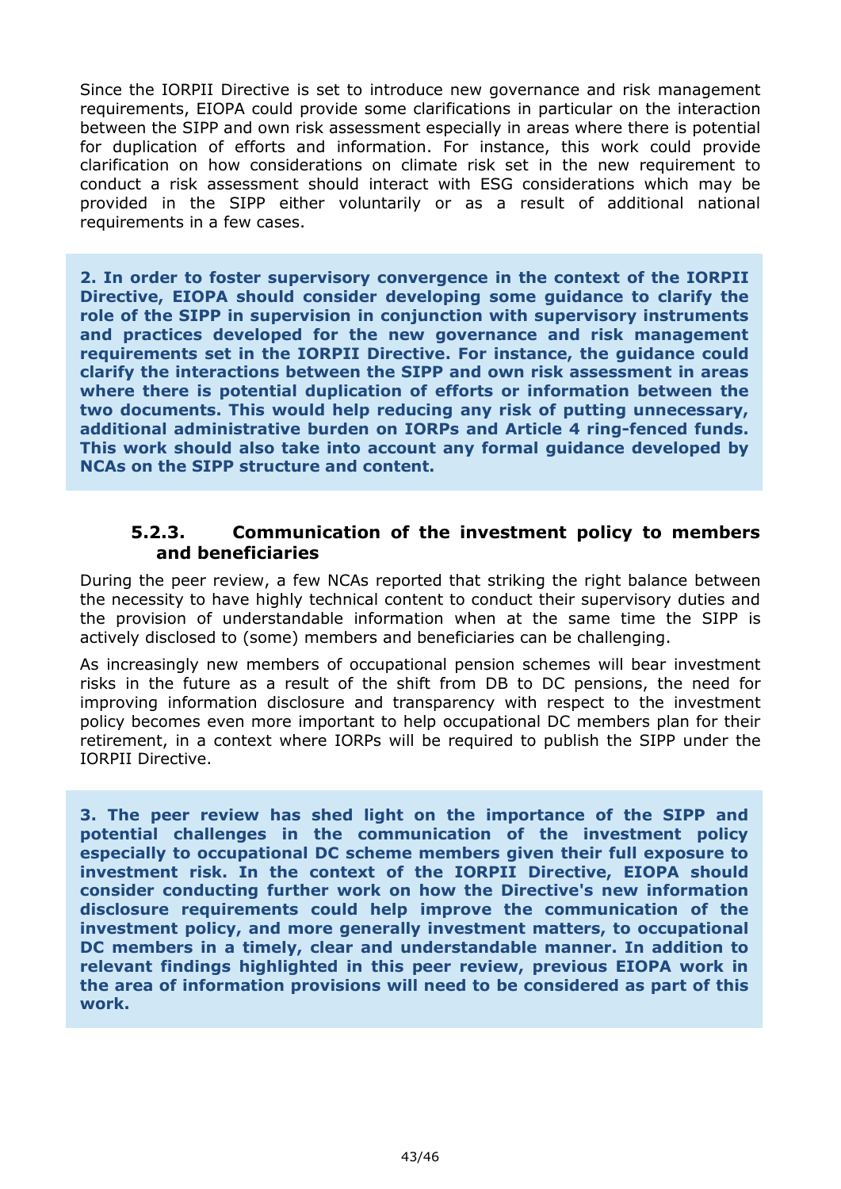Since the IORPII Directive is set to introduce new governance and risk management requirements, EIOPA could provide some clarifications in particular on the interaction between the SIPP and own risk assessment especially in areas where there is potential for duplication of efforts and information. For instance, this work could provide clarification on how considerations on climate risk set in the new requirement to conduct a risk assessment should interact with ESG considerations which may be provided in the SIPP either voluntarily or as a result of additional national requirements in a few cases.

**2. In order to foster supervisory convergence in the context of the IORPII Directive, EIOPA should consider developing some guidance to clarify the role of the SIPP in supervision in conjunction with supervisory instruments and practices developed for the new governance and risk management requirements set in the IORPII Directive. For instance, the guidance could clarify the interactions between the SIPP and own risk assessment in areas where there is potential duplication of efforts or information between the two documents. This would help reducing any risk of putting unnecessary, additional administrative burden on IORPs and Article 4 ring-fenced funds. This work should also take into account any formal guidance developed by NCAs on the SIPP structure and content.**

### 5.2.3. Communication of the investment policy to members and beneficiaries

During the peer review, a few NCAs reported that striking the right balance between the necessity to have highly technical content to conduct their supervisory duties and the provision of understandable information when at the same time the SIPP is actively disclosed to (some) members and beneficiaries can be challenging.

As increasingly new members of occupational pension schemes will bear investment risks in the future as a result of the shift from DB to DC pensions, the need for improving information disclosure and transparency with respect to the investment policy becomes even more important to help occupational DC members plan for their retirement, in a context where IORPs will be required to publish the SIPP under the IORPII Directive.

**3. The peer review has shed light on the importance of the SIPP and potential challenges in the communication of the investment policy especially to occupational DC scheme members given their full exposure to investment risk. In the context of the IORPII Directive, EIOPA should consider conducting further work on how the Directive's new information disclosure requirements could help improve the communication of the investment policy, and more generally investment matters, to occupational DC members in a timely, clear and understandable manner. In addition to relevant findings highlighted in this peer review, previous EIOPA work in the area of information provisions will need to be considered as part of this work.**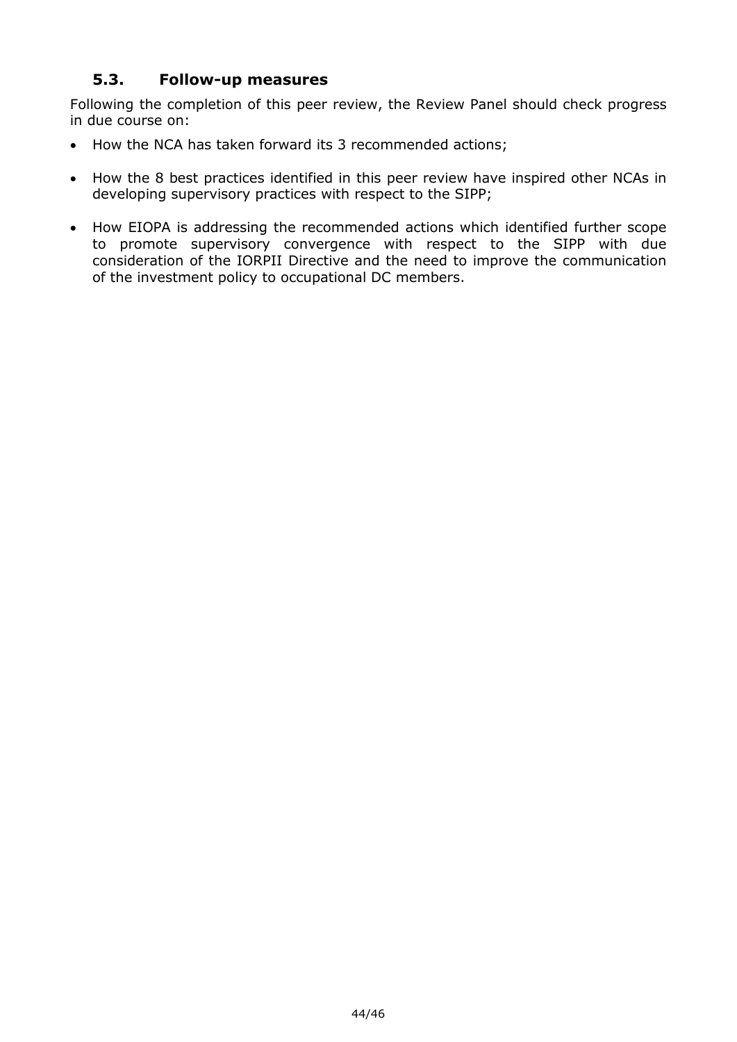### 5.3. Follow-up measures

Following the completion of this peer review, the Review Panel should check progress in due course on:

- How the NCA has taken forward its 3 recommended actions;
- How the 8 best practices identified in this peer review have inspired other NCAs in developing supervisory practices with respect to the SIPP;
- How EIOPA is addressing the recommended actions which identified further scope to promote supervisory convergence with respect to the SIPP with due consideration of the IORPII Directive and the need to improve the communication of the investment policy to occupational DC members.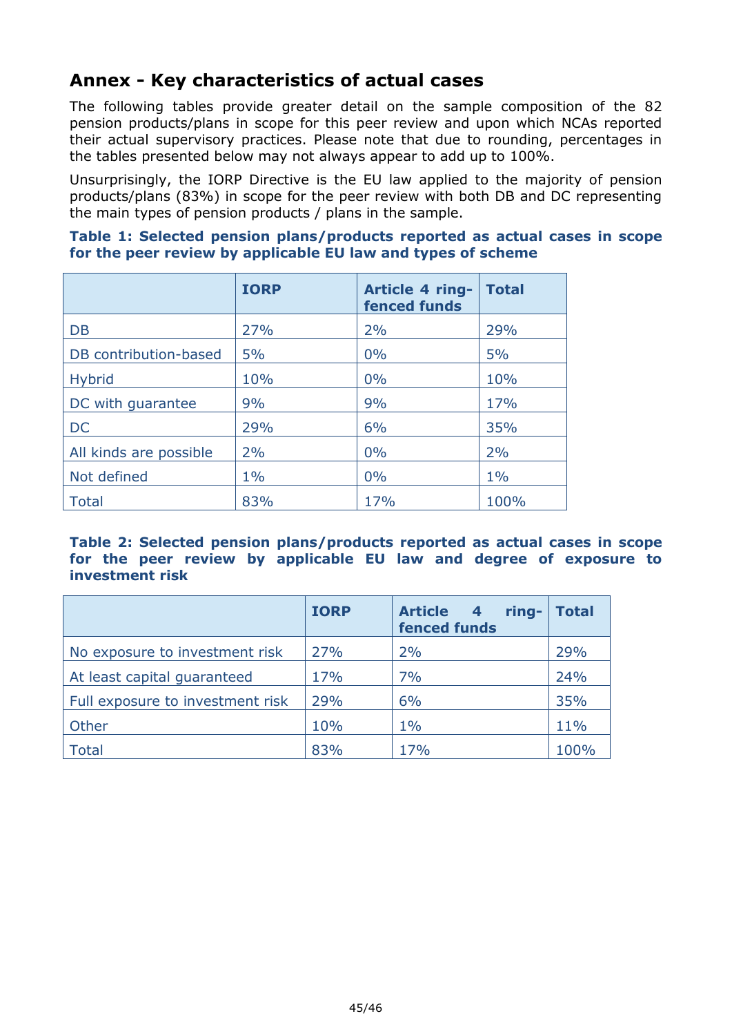## Annex - Key characteristics of actual cases

The following tables provide greater detail on the sample composition of the 82 pension products/plans in scope for this peer review and upon which NCAs reported their actual supervisory practices. Please note that due to rounding, percentages in the tables presented below may not always appear to add up to 100%.

Unsurprisingly, the IORP Directive is the EU law applied to the majority of pension products/plans (83%) in scope for the peer review with both DB and DC representing the main types of pension products / plans in the sample.

**Table 1: Selected pension plans/products reported as actual cases in scope for the peer review by applicable EU law and types of scheme**

| | IORP | Article 4 ring-fenced funds | Total |
|---|---|---|---|
| DB | 27% | 2% | 29% |
| DB contribution-based | 5% | 0% | 5% |
| Hybrid | 10% | 0% | 10% |
| DC with guarantee | 9% | 9% | 17% |
| DC | 29% | 6% | 35% |
| All kinds are possible | 2% | 0% | 2% |
| Not defined | 1% | 0% | 1% |
| Total | 83% | 17% | 100% |

**Table 2: Selected pension plans/products reported as actual cases in scope for the peer review by applicable EU law and degree of exposure to investment risk**

| | IORP | Article 4 ring-fenced funds | Total |
|---|---|---|---|
| No exposure to investment risk | 27% | 2% | 29% |
| At least capital guaranteed | 17% | 7% | 24% |
| Full exposure to investment risk | 29% | 6% | 35% |
| Other | 10% | 1% | 11% |
| Total | 83% | 17% | 100% |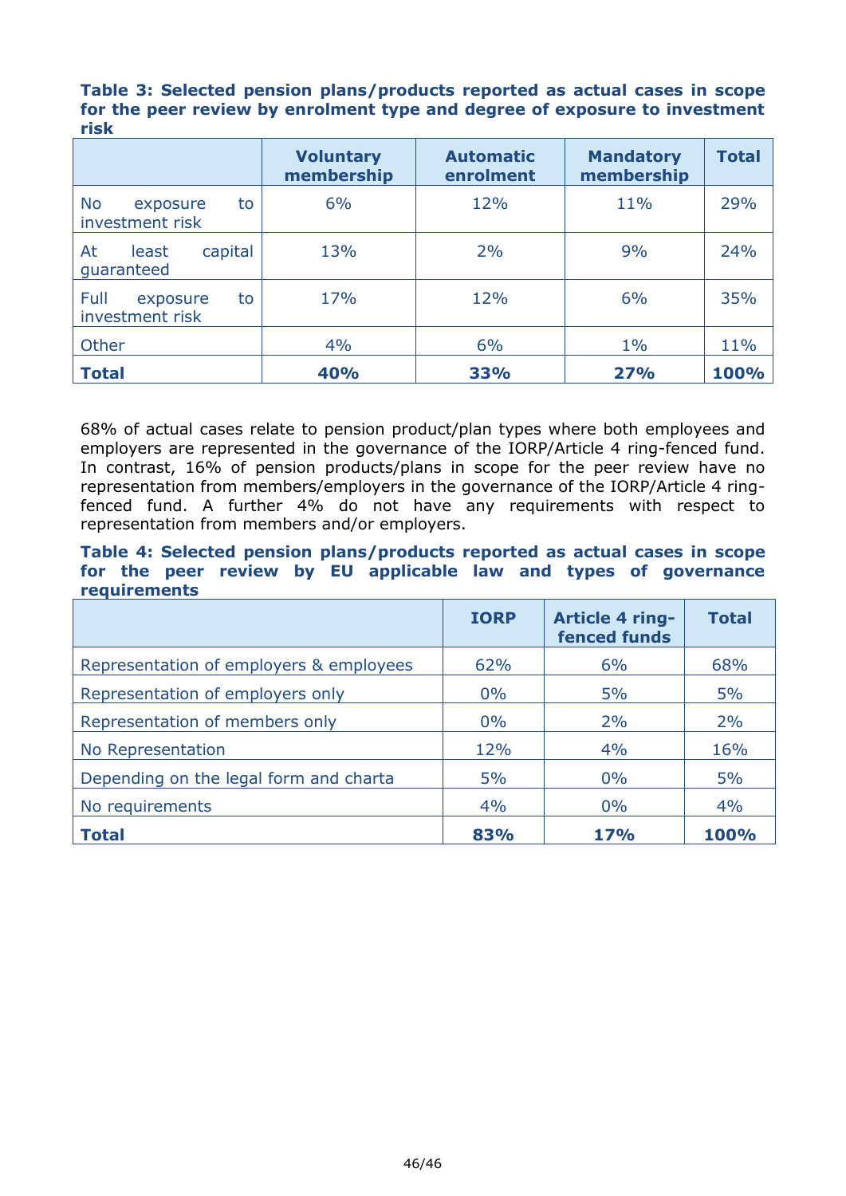**Table 3: Selected pension plans/products reported as actual cases in scope for the peer review by enrolment type and degree of exposure to investment risk**

| | Voluntary membership | Automatic enrolment | Mandatory membership | Total |
|---|---|---|---|---|
| No exposure to investment risk | 6% | 12% | 11% | 29% |
| At least capital guaranteed | 13% | 2% | 9% | 24% |
| Full exposure to investment risk | 17% | 12% | 6% | 35% |
| Other | 4% | 6% | 1% | 11% |
| **Total** | **40%** | **33%** | **27%** | **100%** |

68% of actual cases relate to pension product/plan types where both employees and employers are represented in the governance of the IORP/Article 4 ring-fenced fund. In contrast, 16% of pension products/plans in scope for the peer review have no representation from members/employers in the governance of the IORP/Article 4 ring-fenced fund. A further 4% do not have any requirements with respect to representation from members and/or employers.

**Table 4: Selected pension plans/products reported as actual cases in scope for the peer review by EU applicable law and types of governance requirements**

| | IORP | Article 4 ring-fenced funds | Total |
|---|---|---|---|
| Representation of employers & employees | 62% | 6% | 68% |
| Representation of employers only | 0% | 5% | 5% |
| Representation of members only | 0% | 2% | 2% |
| No Representation | 12% | 4% | 16% |
| Depending on the legal form and charta | 5% | 0% | 5% |
| No requirements | 4% | 0% | 4% |
| **Total** | **83%** | **17%** | **100%** |